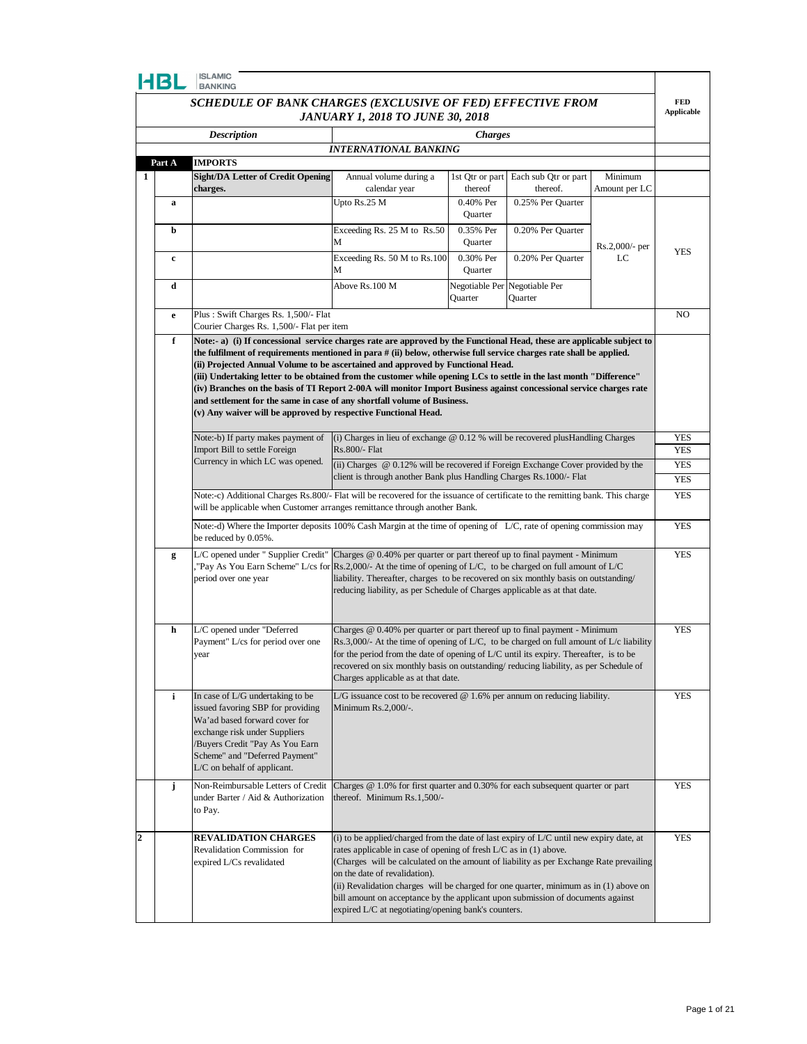HBL ISLAMIC BANKING

## SCHEDULE OF BANK CHARGES (EXCLUSIVE OF FED) EFFECTIVE FROM JANUARY 1, 2018 TO JUNE 30, 2018

| | | Description | Charges | | | | FED Applicable |
|---|---|---|---|---|---|---|---|
| | | | **INTERNATIONAL BANKING** | | | | |
| **Part A** | | **IMPORTS** | | | | | |
| **1** | | **Sight/DA Letter of Credit Opening charges.** | Annual volume during a calendar year | 1st Qtr or part thereof | Each sub Qtr or part thereof. | Minimum Amount per LC | |
| | **a** | | Upto Rs.25 M | 0.40% Per Quarter | 0.25% Per Quarter | Rs.2,000/- per LC | YES |
| | **b** | | Exceeding Rs. 25 M to Rs.50 M | 0.35% Per Quarter | 0.20% Per Quarter | | |
| | **c** | | Exceeding Rs. 50 M to Rs.100 M | 0.30% Per Quarter | 0.20% Per Quarter | | |
| | **d** | | Above Rs.100 M | Negotiable Per Quarter | Negotiable Per Quarter | | |
| | **e** | Plus : Swift Charges Rs. 1,500/- Flat<br>Courier Charges Rs. 1,500/- Flat per item | | | | | NO |
| | **f** | **Note:- a) (i) If concessional service charges rate are approved by the Functional Head, these are applicable subject to the fulfilment of requirements mentioned in para # (ii) below, otherwise full service charges rate shall be applied.<br>(ii) Projected Annual Volume to be ascertained and approved by Functional Head.<br>(iii) Undertaking letter to be obtained from the customer while opening LCs to settle in the last month "Difference"<br>(iv) Branches on the basis of TI Report 2-00A will monitor Import Business against concessional service charges rate and settlement for the same in case of any shortfall volume of Business.<br>(v) Any waiver will be approved by respective Functional Head.** | | | | | |
| | | Note:-b) If party makes payment of Import Bill to settle Foreign Currency in which LC was opened. | (i) Charges in lieu of exchange @ 0.12 % will be recovered plusHandling Charges Rs.800/- Flat | | | | YES<br>YES |
| | | | (ii) Charges @ 0.12% will be recovered if Foreign Exchange Cover provided by the client is through another Bank plus Handling Charges Rs.1000/- Flat | | | | YES<br>YES |
| | | Note:-c) Additional Charges Rs.800/- Flat will be recovered for the issuance of certificate to the remitting bank. This charge will be applicable when Customer arranges remittance through another Bank. | | | | | YES |
| | | Note:-d) Where the Importer deposits 100% Cash Margin at the time of opening of L/C, rate of opening commission may be reduced by 0.05%. | | | | | YES |
| | **g** | L/C opened under " Supplier Credit" ,"Pay As You Earn Scheme" L/cs for period over one year | Charges @ 0.40% per quarter or part thereof up to final payment - Minimum Rs.2,000/- At the time of opening of L/C, to be charged on full amount of L/C liability. Thereafter, charges to be recovered on six monthly basis on outstanding/ reducing liability, as per Schedule of Charges applicable as at that date. | | | | YES |
| | **h** | L/C opened under "Deferred Payment" L/cs for period over one year | Charges @ 0.40% per quarter or part thereof up to final payment - Minimum Rs.3,000/- At the time of opening of L/C, to be charged on full amount of L/c liability for the period from the date of opening of L/C until its expiry. Thereafter, is to be recovered on six monthly basis on outstanding/ reducing liability, as per Schedule of Charges applicable as at that date. | | | | YES |
| | **i** | In case of L/G undertaking to be issued favoring SBP for providing Wa'ad based forward cover for exchange risk under Suppliers /Buyers Credit "Pay As You Earn Scheme" and "Deferred Payment" L/C on behalf of applicant. | L/G issuance cost to be recovered @ 1.6% per annum on reducing liability. Minimum Rs.2,000/-. | | | | YES |
| | **j** | Non-Reimbursable Letters of Credit under Barter / Aid & Authorization to Pay. | Charges @ 1.0% for first quarter and 0.30% for each subsequent quarter or part thereof. Minimum Rs.1,500/- | | | | YES |
| **2** | | **REVALIDATION CHARGES**<br>Revalidation Commission for expired L/Cs revalidated | (i) to be applied/charged from the date of last expiry of L/C until new expiry date, at rates applicable in case of opening of fresh L/C as in (1) above.<br>(Charges will be calculated on the amount of liability as per Exchange Rate prevailing on the date of revalidation).<br>(ii) Revalidation charges will be charged for one quarter, minimum as in (1) above on bill amount on acceptance by the applicant upon submission of documents against expired L/C at negotiating/opening bank's counters. | | | | YES |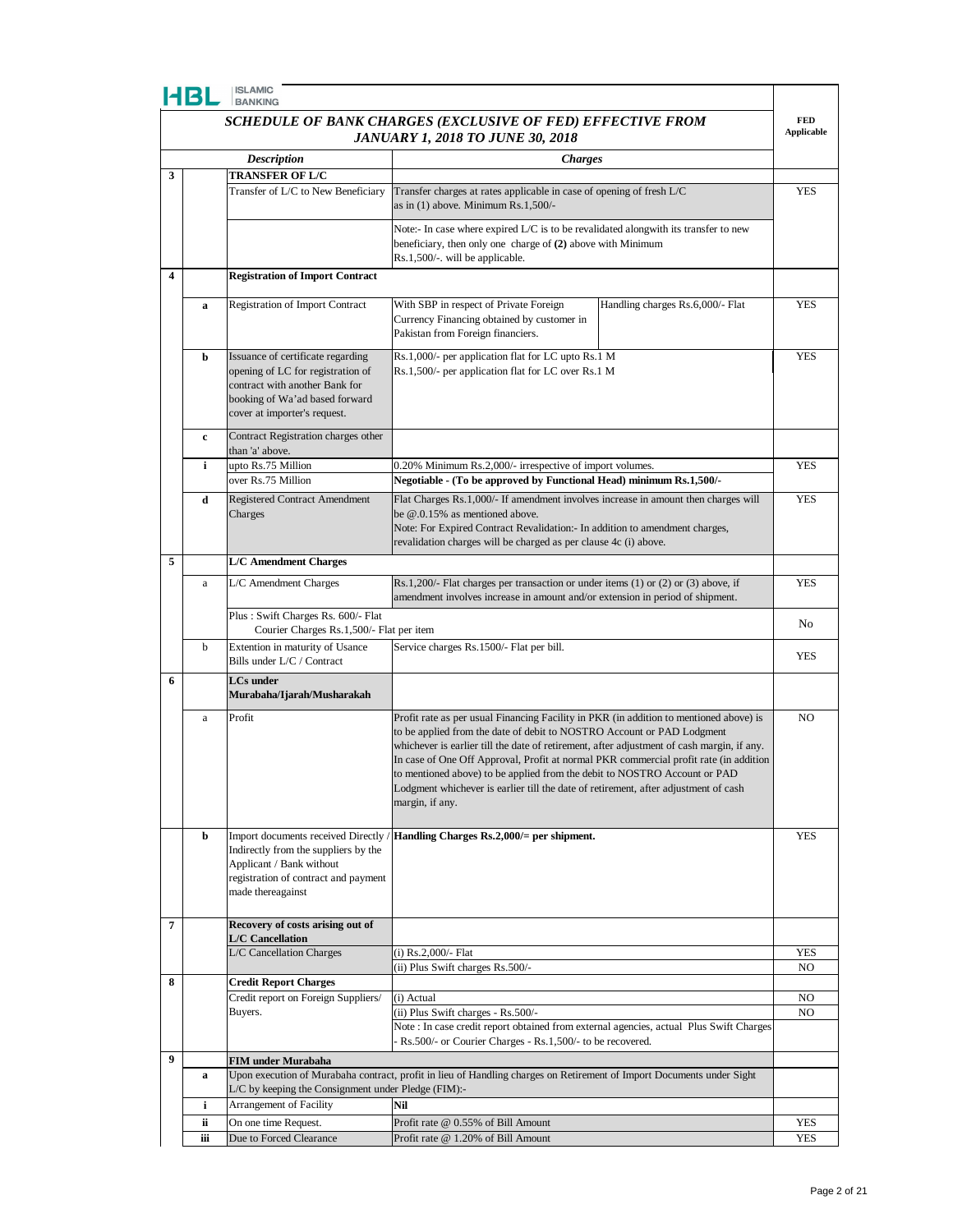HBL ISLAMIC BANKING

# SCHEDULE OF BANK CHARGES (EXCLUSIVE OF FED) EFFECTIVE FROM JANUARY 1, 2018 TO JUNE 30, 2018

| | | Description | Charges | | FED Applicable |
|---|---|---|---|---|---|
| 3 | | **TRANSFER OF L/C** | | | |
| | | Transfer of L/C to New Beneficiary | Transfer charges at rates applicable in case of opening of fresh L/C as in (1) above. Minimum Rs.1,500/- | | YES |
| | | | Note:- In case where expired L/C is to be revalidated alongwith its transfer to new beneficiary, then only one charge of **(2)** above with Minimum Rs.1,500/-. will be applicable. | | |
| 4 | | **Registration of Import Contract** | | | |
| | a | Registration of Import Contract | With SBP in respect of Private Foreign Currency Financing obtained by customer in Pakistan from Foreign financiers. | Handling charges Rs.6,000/- Flat | YES |
| | b | Issuance of certificate regarding opening of LC for registration of contract with another Bank for booking of Wa'ad based forward cover at importer's request. | Rs.1,000/- per application flat for LC upto Rs.1 M<br>Rs.1,500/- per application flat for LC over Rs.1 M | | YES |
| | c | Contract Registration charges other than 'a' above. | | | |
| | i | upto Rs.75 Million | 0.20% Minimum Rs.2,000/- irrespective of import volumes. | | YES |
| | | over Rs.75 Million | **Negotiable - (To be approved by Functional Head) minimum Rs.1,500/-** | | |
| | d | Registered Contract Amendment Charges | Flat Charges Rs.1,000/- If amendment involves increase in amount then charges will be @.0.15% as mentioned above.<br>Note: For Expired Contract Revalidation:- In addition to amendment charges, revalidation charges will be charged as per clause 4c (i) above. | | YES |
| 5 | | **L/C Amendment Charges** | | | |
| | a | L/C Amendment Charges | Rs.1,200/- Flat charges per transaction or under items (1) or (2) or (3) above, if amendment involves increase in amount and/or extension in period of shipment. | | YES |
| | | Plus : Swift Charges Rs. 600/- Flat<br>Courier Charges Rs.1,500/- Flat per item | | | No |
| | b | Extention in maturity of Usance Bills under L/C / Contract | Service charges Rs.1500/- Flat per bill. | | YES |
| 6 | | **LCs under Murabaha/Ijarah/Musharakah** | | | |
| | a | Profit | Profit rate as per usual Financing Facility in PKR (in addition to mentioned above) is to be applied from the date of debit to NOSTRO Account or PAD Lodgment whichever is earlier till the date of retirement, after adjustment of cash margin, if any. In case of One Off Approval, Profit at normal PKR commercial profit rate (in addition to mentioned above) to be applied from the debit to NOSTRO Account or PAD Lodgment whichever is earlier till the date of retirement, after adjustment of cash margin, if any. | | NO |
| | b | Import documents received Directly / Indirectly from the suppliers by the Applicant / Bank without registration of contract and payment made thereagainst | **Handling Charges Rs.2,000/= per shipment.** | | YES |
| 7 | | **Recovery of costs arising out of L/C Cancellation** | | | |
| | | L/C Cancellation Charges | (i) Rs.2,000/- Flat | | YES |
| | | | (ii) Plus Swift charges Rs.500/- | | NO |
| 8 | | **Credit Report Charges** | | | |
| | | Credit report on Foreign Suppliers/ Buyers. | (i) Actual | | NO |
| | | | (ii) Plus Swift charges - Rs.500/- | | NO |
| | | | Note : In case credit report obtained from external agencies, actual Plus Swift Charges - Rs.500/- or Courier Charges - Rs.1,500/- to be recovered. | | |
| 9 | | **FIM under Murabaha** | | | |
| | a | Upon execution of Murabaha contract, profit in lieu of Handling charges on Retirement of Import Documents under Sight L/C by keeping the Consignment under Pledge (FIM):- | | | |
| | i | Arrangement of Facility | **Nil** | | |
| | ii | On one time Request. | Profit rate @ 0.55% of Bill Amount | | YES |
| | iii | Due to Forced Clearance | Profit rate @ 1.20% of Bill Amount | | YES |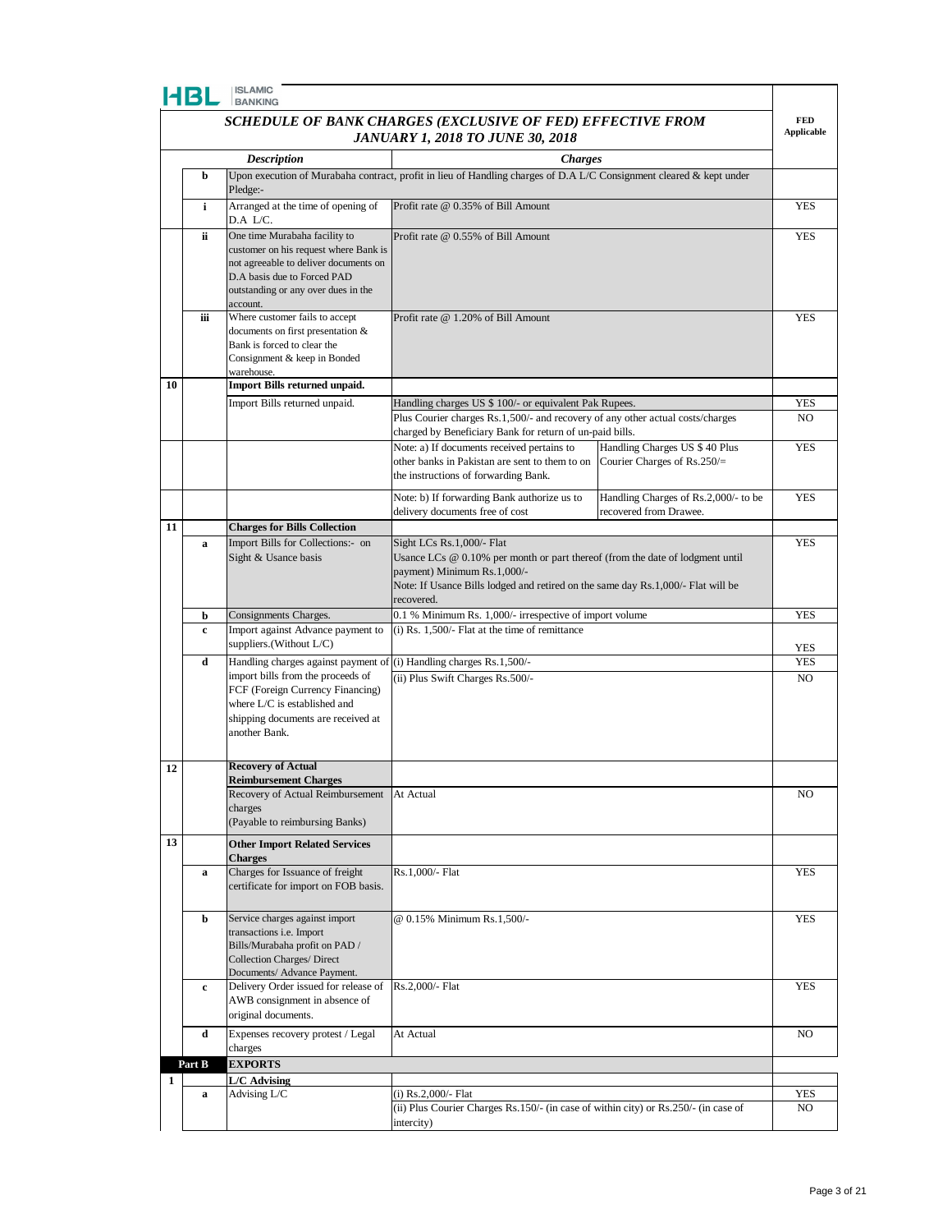HBL ISLAMIC BANKING

## SCHEDULE OF BANK CHARGES (EXCLUSIVE OF FED) EFFECTIVE FROM JANUARY 1, 2018 TO JUNE 30, 2018

| | | Description | Charges | | FED Applicable |
|---|---|---|---|---|---|
| | b | Upon execution of Murabaha contract, profit in lieu of Handling charges of D.A L/C Consignment cleared & kept under Pledge:- | | | |
| | i | Arranged at the time of opening of D.A L/C. | Profit rate @ 0.35% of Bill Amount | | YES |
| | ii | One time Murabaha facility to customer on his request where Bank is not agreeable to deliver documents on D.A basis due to Forced PAD outstanding or any over dues in the account. | Profit rate @ 0.55% of Bill Amount | | YES |
| | iii | Where customer fails to accept documents on first presentation & Bank is forced to clear the Consignment & keep in Bonded warehouse. | Profit rate @ 1.20% of Bill Amount | | YES |
| 10 | | **Import Bills returned unpaid.** | | | |
| | | Import Bills returned unpaid. | Handling charges US $ 100/- or equivalent Pak Rupees. | | YES |
| | | | Plus Courier charges Rs.1,500/- and recovery of any other actual costs/charges charged by Beneficiary Bank for return of un-paid bills. | | NO |
| | | | Note: a) If documents received pertains to other banks in Pakistan are sent to them to on the instructions of forwarding Bank. | Handling Charges US $ 40 Plus Courier Charges of Rs.250/= | YES |
| | | | Note: b) If forwarding Bank authorize us to delivery documents free of cost | Handling Charges of Rs.2,000/- to be recovered from Drawee. | YES |
| 11 | | **Charges for Bills Collection** | | | |
| | a | Import Bills for Collections:- on Sight & Usance basis | Sight LCs Rs.1,000/- Flat<br>Usance LCs @ 0.10% per month or part thereof (from the date of lodgment until payment) Minimum Rs.1,000/-<br>Note: If Usance Bills lodged and retired on the same day Rs.1,000/- Flat will be recovered. | | YES |
| | b | Consignments Charges. | 0.1 % Minimum Rs. 1,000/- irrespective of import volume | | YES |
| | c | Import against Advance payment to suppliers.(Without L/C) | (i) Rs. 1,500/- Flat at the time of remittance | | YES |
| | d | Handling charges against payment of import bills from the proceeds of FCF (Foreign Currency Financing) where L/C is established and shipping documents are received at another Bank. | (i) Handling charges Rs.1,500/- | | YES |
| | | | (ii) Plus Swift Charges Rs.500/- | | NO |
| 12 | | **Recovery of Actual Reimbursement Charges** | | | |
| | | Recovery of Actual Reimbursement charges (Payable to reimbursing Banks) | At Actual | | NO |
| 13 | | **Other Import Related Services Charges** | | | |
| | a | Charges for Issuance of freight certificate for import on FOB basis. | Rs.1,000/- Flat | | YES |
| | b | Service charges against import transactions i.e. Import Bills/Murabaha profit on PAD / Collection Charges/ Direct Documents/ Advance Payment. | @ 0.15% Minimum Rs.1,500/- | | YES |
| | c | Delivery Order issued for release of AWB consignment in absence of original documents. | Rs.2,000/- Flat | | YES |
| | d | Expenses recovery protest / Legal charges | At Actual | | NO |
| | **Part B** | **EXPORTS** | | | |
| 1 | | **L/C Advising** | | | |
| | a | Advising L/C | (i) Rs.2,000/- Flat | | YES |
| | | | (ii) Plus Courier Charges Rs.150/- (in case of within city) or Rs.250/- (in case of intercity) | | NO |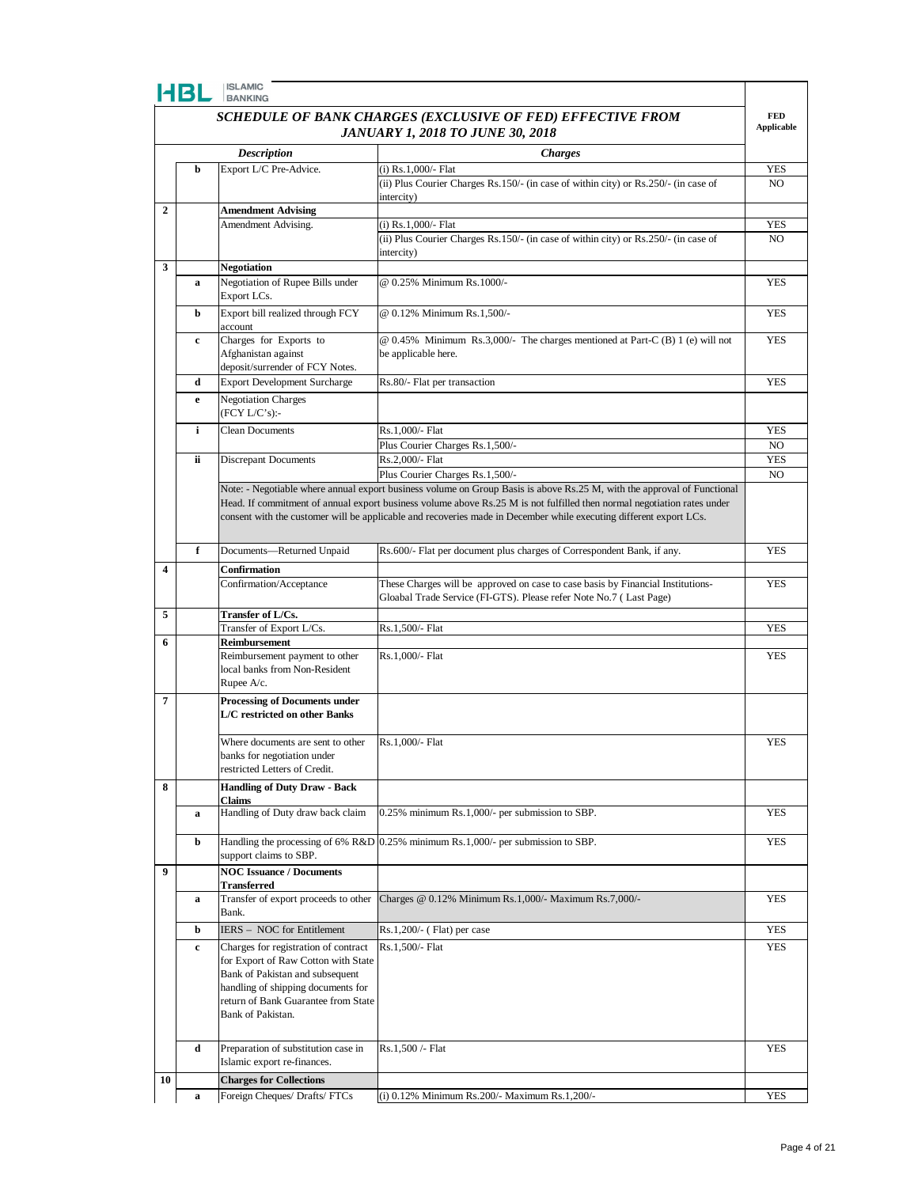HBL ISLAMIC BANKING

## *SCHEDULE OF BANK CHARGES (EXCLUSIVE OF FED) EFFECTIVE FROM JANUARY 1, 2018 TO JUNE 30, 2018*

| | | *Description* | *Charges* | FED Applicable |
|---|---|---|---|---|
| | b | Export L/C Pre-Advice. | (i) Rs.1,000/- Flat | YES |
| | | | (ii) Plus Courier Charges Rs.150/- (in case of within city) or Rs.250/- (in case of intercity) | NO |
| 2 | | **Amendment Advising** | | |
| | | Amendment Advising. | (i) Rs.1,000/- Flat | YES |
| | | | (ii) Plus Courier Charges Rs.150/- (in case of within city) or Rs.250/- (in case of intercity) | NO |
| 3 | | **Negotiation** | | |
| | a | Negotiation of Rupee Bills under Export LCs. | @ 0.25% Minimum Rs.1000/- | YES |
| | b | Export bill realized through FCY account | @ 0.12% Minimum Rs.1,500/- | YES |
| | c | Charges for Exports to Afghanistan against deposit/surrender of FCY Notes. | @ 0.45% Minimum Rs.3,000/- The charges mentioned at Part-C (B) 1 (e) will not be applicable here. | YES |
| | d | Export Development Surcharge | Rs.80/- Flat per transaction | YES |
| | e | Negotiation Charges (FCY L/C's):- | | |
| | i | Clean Documents | Rs.1,000/- Flat | YES |
| | | | Plus Courier Charges Rs.1,500/- | NO |
| | ii | Discrepant Documents | Rs.2,000/- Flat | YES |
| | | | Plus Courier Charges Rs.1,500/- | NO |
| | | Note: - Negotiable where annual export business volume on Group Basis is above Rs.25 M, with the approval of Functional Head. If commitment of annual export business volume above Rs.25 M is not fulfilled then normal negotiation rates under consent with the customer will be applicable and recoveries made in December while executing different export LCs. | | |
| | f | Documents—Returned Unpaid | Rs.600/- Flat per document plus charges of Correspondent Bank, if any. | YES |
| 4 | | **Confirmation** | | |
| | | Confirmation/Acceptance | These Charges will be approved on case to case basis by Financial Institutions-Gloabal Trade Service (FI-GTS). Please refer Note No.7 ( Last Page) | YES |
| 5 | | **Transfer of L/Cs.** | | |
| | | Transfer of Export L/Cs. | Rs.1,500/- Flat | YES |
| 6 | | **Reimbursement** | | |
| | | Reimbursement payment to other local banks from Non-Resident Rupee A/c. | Rs.1,000/- Flat | YES |
| 7 | | **Processing of Documents under L/C restricted on other Banks** | | |
| | | Where documents are sent to other banks for negotiation under restricted Letters of Credit. | Rs.1,000/- Flat | YES |
| 8 | | **Handling of Duty Draw - Back Claims** | | |
| | a | Handling of Duty draw back claim | 0.25% minimum Rs.1,000/- per submission to SBP. | YES |
| | b | Handling the processing of 6% R&D support claims to SBP. | 0.25% minimum Rs.1,000/- per submission to SBP. | YES |
| 9 | | **NOC Issuance / Documents Transferred** | | |
| | a | Transfer of export proceeds to other Bank. | Charges @ 0.12% Minimum Rs.1,000/- Maximum Rs.7,000/- | YES |
| | b | IERS – NOC for Entitlement | Rs.1,200/- ( Flat) per case | YES |
| | c | Charges for registration of contract for Export of Raw Cotton with State Bank of Pakistan and subsequent handling of shipping documents for return of Bank Guarantee from State Bank of Pakistan. | Rs.1,500/- Flat | YES |
| | d | Preparation of substitution case in Islamic export re-finances. | Rs.1,500 /- Flat | YES |
| 10 | | **Charges for Collections** | | |
| | a | Foreign Cheques/ Drafts/ FTCs | (i) 0.12% Minimum Rs.200/- Maximum Rs.1,200/- | YES |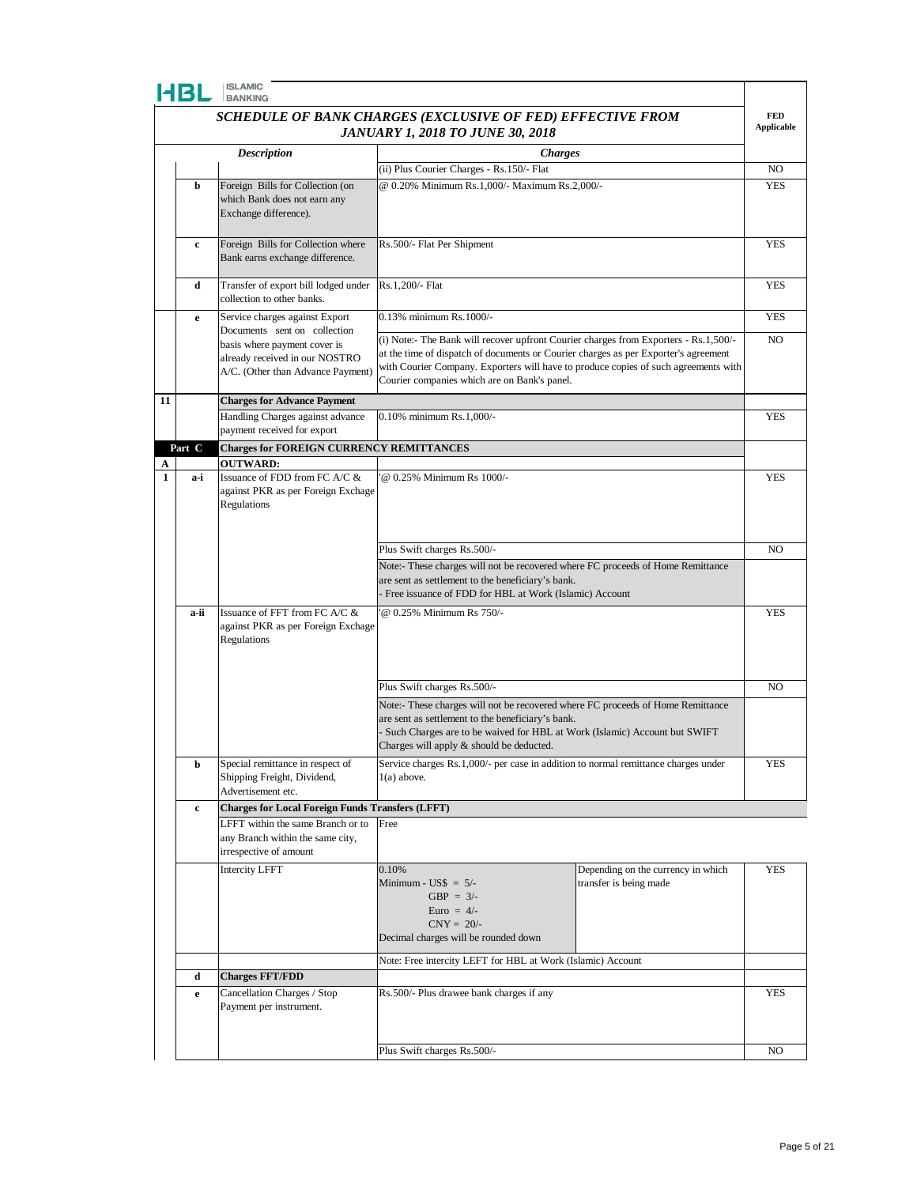**HBL** ISLAMIC BANKING

## *SCHEDULE OF BANK CHARGES (EXCLUSIVE OF FED) EFFECTIVE FROM JANUARY 1, 2018 TO JUNE 30, 2018*

| | | *Description* | *Charges* | | FED Applicable |
|---|---|---|---|---|---|
| | | | (ii) Plus Courier Charges - Rs.150/- Flat | | NO |
| | b | Foreign Bills for Collection (on which Bank does not earn any Exchange difference). | @ 0.20% Minimum Rs.1,000/- Maximum Rs.2,000/- | | YES |
| | c | Foreign Bills for Collection where Bank earns exchange difference. | Rs.500/- Flat Per Shipment | | YES |
| | d | Transfer of export bill lodged under collection to other banks. | Rs.1,200/- Flat | | YES |
| | e | Service charges against Export Documents sent on collection basis where payment cover is already received in our NOSTRO A/C. (Other than Advance Payment) | 0.13% minimum Rs.1000/- | | YES |
| | | | (i) Note:- The Bank will recover upfront Courier charges from Exporters - Rs.1,500/- at the time of dispatch of documents or Courier charges as per Exporter's agreement with Courier Company. Exporters will have to produce copies of such agreements with Courier companies which are on Bank's panel. | | NO |
| 11 | | **Charges for Advance Payment** | | | |
| | | Handling Charges against advance payment received for export | 0.10% minimum Rs.1,000/- | | YES |
| **Part C** | | **Charges for FOREIGN CURRENCY REMITTANCES** | | | |
| **A** | | **OUTWARD:** | | | |
| **1** | **a-i** | Issuance of FDD from FC A/C & against PKR as per Foreign Exchage Regulations | '@ 0.25% Minimum Rs 1000/- | | YES |
| | | | Plus Swift charges Rs.500/- | | NO |
| | | | Note:- These charges will not be recovered where FC proceeds of Home Remittance are sent as settlement to the beneficiary's bank.<br>- Free issuance of FDD for HBL at Work (Islamic) Account | | |
| | **a-ii** | Issuance of FFT from FC A/C & against PKR as per Foreign Exchage Regulations | '@ 0.25% Minimum Rs 750/- | | YES |
| | | | Plus Swift charges Rs.500/- | | NO |
| | | | Note:- These charges will not be recovered where FC proceeds of Home Remittance are sent as settlement to the beneficiary's bank.<br>- Such Charges are to be waived for HBL at Work (Islamic) Account but SWIFT Charges will apply & should be deducted. | | |
| | b | Special remittance in respect of Shipping Freight, Dividend, Advertisement etc. | Service charges Rs.1,000/- per case in addition to normal remittance charges under 1(a) above. | | YES |
| | c | **Charges for Local Foreign Funds Transfers (LFFT)** | | | |
| | | LFFT within the same Branch or to any Branch within the same city, irrespective of amount | Free | | |
| | | Intercity LFFT | 0.10%<br>Minimum - US$ = 5/-<br>GBP = 3/-<br>Euro = 4/-<br>CNY = 20/-<br>Decimal charges will be rounded down | Depending on the currency in which transfer is being made | YES |
| | | | Note: Free intercity LEFT for HBL at Work (Islamic) Account | | |
| | d | **Charges FFT/FDD** | | | |
| | e | Cancellation Charges / Stop Payment per instrument. | Rs.500/- Plus drawee bank charges if any | | YES |
| | | | Plus Swift charges Rs.500/- | | NO |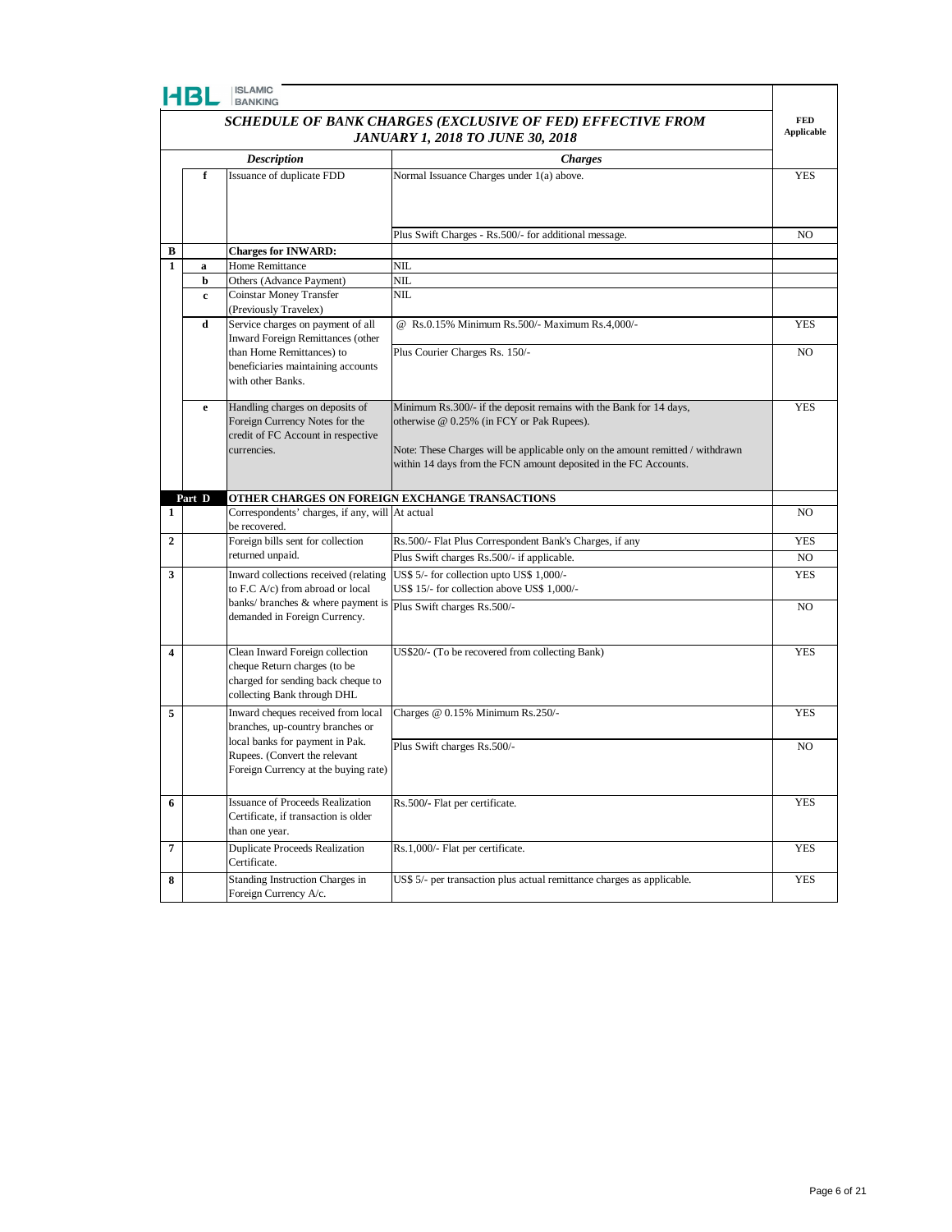HBL ISLAMIC BANKING

# SCHEDULE OF BANK CHARGES (EXCLUSIVE OF FED) EFFECTIVE FROM JANUARY 1, 2018 TO JUNE 30, 2018

| | | Description | Charges | FED Applicable |
|---|---|---|---|---|
| | f | Issuance of duplicate FDD | Normal Issuance Charges under 1(a) above. | YES |
| | | | Plus Swift Charges - Rs.500/- for additional message. | NO |
| B | | **Charges for INWARD:** | | |
| 1 | a | Home Remittance | NIL | |
| | b | Others (Advance Payment) | NIL | |
| | c | Coinstar Money Transfer (Previously Travelex) | NIL | |
| | d | Service charges on payment of all Inward Foreign Remittances (other than Home Remittances) to beneficiaries maintaining accounts with other Banks. | @ Rs.0.15% Minimum Rs.500/- Maximum Rs.4,000/- | YES |
| | | | Plus Courier Charges Rs. 150/- | NO |
| | e | Handling charges on deposits of Foreign Currency Notes for the credit of FC Account in respective currencies. | Minimum Rs.300/- if the deposit remains with the Bank for 14 days, otherwise @ 0.25% (in FCY or Pak Rupees).<br><br>Note: These Charges will be applicable only on the amount remitted / withdrawn within 14 days from the FCN amount deposited in the FC Accounts. | YES |
| | Part D | **OTHER CHARGES ON FOREIGN EXCHANGE TRANSACTIONS** | | |
| 1 | | Correspondents' charges, if any, will be recovered. | At actual | NO |
| 2 | | Foreign bills sent for collection returned unpaid. | Rs.500/- Flat Plus Correspondent Bank's Charges, if any | YES |
| | | | Plus Swift charges Rs.500/- if applicable. | NO |
| 3 | | Inward collections received (relating to F.C A/c) from abroad or local banks/ branches & where payment is demanded in Foreign Currency. | US$ 5/- for collection upto US$ 1,000/-<br>US$ 15/- for collection above US$ 1,000/- | YES |
| | | | Plus Swift charges Rs.500/- | NO |
| 4 | | Clean Inward Foreign collection cheque Return charges (to be charged for sending back cheque to collecting Bank through DHL | US$20/- (To be recovered from collecting Bank) | YES |
| 5 | | Inward cheques received from local branches, up-country branches or local banks for payment in Pak. Rupees. (Convert the relevant Foreign Currency at the buying rate) | Charges @ 0.15% Minimum Rs.250/- | YES |
| | | | Plus Swift charges Rs.500/- | NO |
| 6 | | Issuance of Proceeds Realization Certificate, if transaction is older than one year. | Rs.500/- Flat per certificate. | YES |
| 7 | | Duplicate Proceeds Realization Certificate. | Rs.1,000/- Flat per certificate. | YES |
| 8 | | Standing Instruction Charges in Foreign Currency A/c. | US$ 5/- per transaction plus actual remittance charges as applicable. | YES |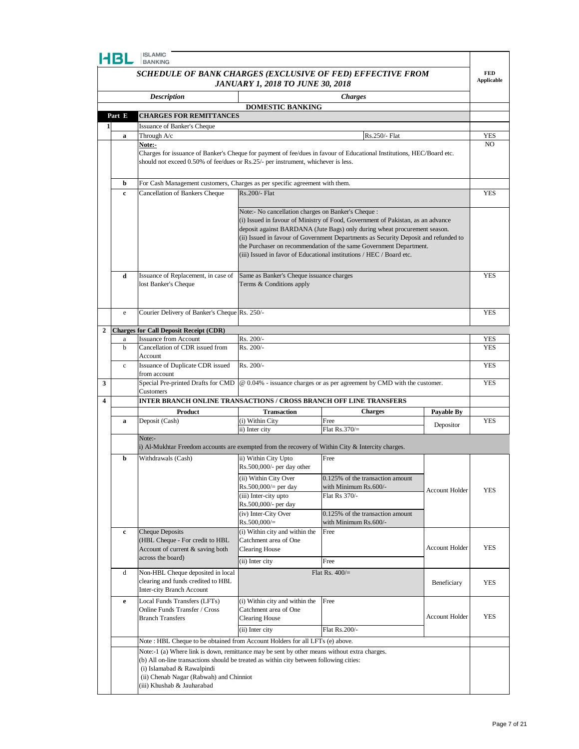HBL ISLAMIC BANKING

## SCHEDULE OF BANK CHARGES (EXCLUSIVE OF FED) EFFECTIVE FROM JANUARY 1, 2018 TO JUNE 30, 2018

| | | Description | Charges | | | FED Applicable |
|---|---|---|---|---|---|---|
| | | | **DOMESTIC BANKING** | | | |
| **Part E** | | **CHARGES FOR REMITTANCES** | | | | |
| **1** | | Issuance of Banker's Cheque | | | | |
| | **a** | Through A/c | | Rs.250/- Flat | | YES |
| | | **Note:-** Charges for issuance of Banker's Cheque for payment of fee/dues in favour of Educational Institutions, HEC/Board etc. should not exceed 0.50% of fee/dues or Rs.25/- per instrument, whichever is less. | | | | NO |
| | **b** | For Cash Management customers, Charges as per specific agreement with them. | | | | |
| | **c** | Cancellation of Bankers Cheque | Rs.200/- Flat<br><br>Note:- No cancellation charges on Banker's Cheque :<br>(i) Issued in favour of Ministry of Food, Government of Pakistan, as an advance deposit against BARDANA (Jute Bags) only during wheat procurement season.<br>(ii) Issued in favour of Government Departments as Security Deposit and refunded to the Purchaser on recommendation of the same Government Department.<br>(iii) Issued in favor of Educational institutions / HEC / Board etc. | | | YES |
| | **d** | Issuance of Replacement, in case of lost Banker's Cheque | Same as Banker's Cheque issuance charges<br>Terms & Conditions apply | | | YES |
| | e | Courier Delivery of Banker's Cheque | Rs. 250/- | | | YES |
| **2** | | **Charges for Call Deposit Receipt (CDR)** | | | | |
| | a | Issuance from Account | Rs. 200/- | | | YES |
| | b | Cancellation of CDR issued from Account | Rs. 200/- | | | YES |
| | c | Issuance of Duplicate CDR issued from account | Rs. 200/- | | | YES |
| **3** | | Special Pre-printed Drafts for CMD Customers | @ 0.04% - issuance charges or as per agreement by CMD with the customer. | | | YES |
| **4** | | **INTER BRANCH ONLINE TRANSACTIONS / CROSS BRANCH OFF LINE TRANSFERS** | | | | |
| | | **Product** | **Transaction** | **Charges** | **Payable By** | |
| | **a** | Deposit (Cash) | (i) Within City | Free | Depositor | YES |
| | | | ii) Inter city | Flat Rs.370/= | | |
| | | Note:- i) Al-Mukhtar Freedom accounts are exempted from the recovery of Within City & Intercity charges. | | | | |
| | **b** | Withdrawals (Cash) | ii) Within City Upto Rs.500,000/- per day other | Free | Account Holder | YES |
| | | | (ii) Within City Over Rs.500,000/= per day | 0.125% of the transaction amount with Minimum Rs.600/- | | |
| | | | (iii) Inter-city upto Rs.500,000/- per day | Flat Rs 370/- | | |
| | | | (iv) Inter-City Over Rs.500,000/= | 0.125% of the transaction amount with Minimum Rs.600/- | | |
| | **c** | Cheque Deposits (HBL Cheque - For credit to HBL Account of current & saving both across the board) | (i) Within city and within the Catchment area of One Clearing House | Free | Account Holder | YES |
| | | | (ii) Inter city | Free | | |
| | d | Non-HBL Cheque deposited in local clearing and funds credited to HBL Inter-city Branch Account | Flat Rs. 400/= | | Beneficiary | YES |
| | **e** | Local Funds Transfers (LFTs) Online Funds Transfer / Cross Branch Transfers | (i) Within city and within the Catchment area of One Clearing House | Free | Account Holder | YES |
| | | | (ii) Inter city | Flat Rs.200/- | | |
| | | Note : HBL Cheque to be obtained from Account Holders for all LFTs (e) above. | | | | |
| | | Note:-1 (a) Where link is down, remittance may be sent by other means without extra charges.<br>(b) All on-line transactions should be treated as within city between following cities:<br>(i) Islamabad & Rawalpindi<br>(ii) Chenab Nagar (Rabwah) and Chinniot<br>(iii) Khushab & Jauharabad | | | | |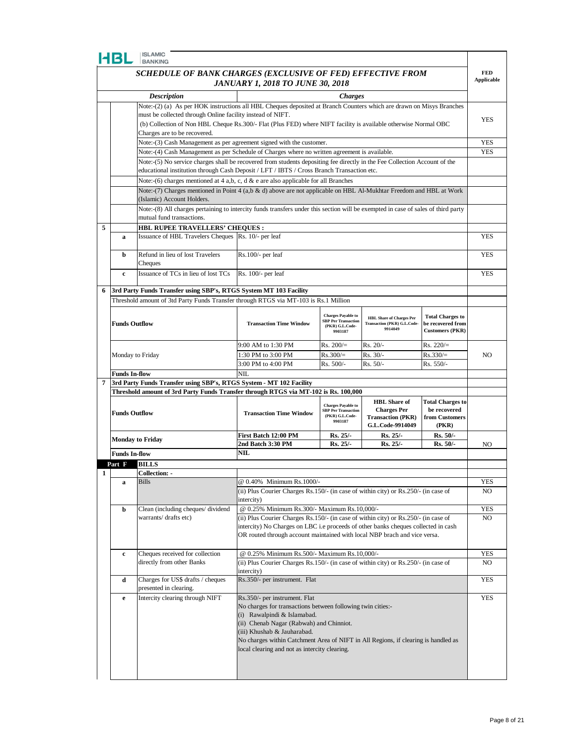**HBL ISLAMIC BANKING**

## SCHEDULE OF BANK CHARGES (EXCLUSIVE OF FED) EFFECTIVE FROM JANUARY 1, 2018 TO JUNE 30, 2018

| | | Description | Charges | FED Applicable |
|---|---|---|---|---|
| | | Note:-(2) (a) As per HOK instructions all HBL Cheques deposited at Branch Counters which are drawn on Misys Branches must be collected through Online facility instead of NIFT. (b) Collection of Non HBL Cheque Rs.300/- Flat (Plus FED) where NIFT facility is available otherwise Normal OBC Charges are to be recovered. | | YES |
| | | Note:-(3) Cash Management as per agreement signed with the customer. | | YES |
| | | Note:-(4) Cash Management as per Schedule of Charges where no written agreement is available. | | YES |
| | | Note:-(5) No service charges shall be recovered from students depositing fee directly in the Fee Collection Account of the educational institution through Cash Deposit / LFT / IBTS / Cross Branch Transaction etc. | | |
| | | Note:-(6) charges mentioned at 4 a,b, c, d & e are also applicable for all Branches | | |
| | | Note:-(7) Charges mentioned in Point 4 (a,b & d) above are not applicable on HBL Al-Mukhtar Freedom and HBL at Work (Islamic) Account Holders. | | |
| | | Note:-(8) All charges pertaining to intercity funds transfers under this section will be exempted in case of sales of third party mutual fund transactions. | | |
| **5** | | **HBL RUPEE TRAVELLERS' CHEQUES :** | | |
| | a | Issuance of HBL Travelers Cheques | Rs. 10/- per leaf | YES |
| | b | Refund in lieu of lost Travelers Cheques | Rs.100/- per leaf | YES |
| | c | Issuance of TCs in lieu of lost TCs | Rs. 100/- per leaf | YES |

**6 3rd Party Funds Transfer using SBP's, RTGS System MT 103 Facility**

Threshold amount of 3td Party Funds Transfer through RTGS via MT-103 is Rs.1 Million

| Funds Outflow | Transaction Time Window | Charges Payable to SBP Per Transaction (PKR) G.L.Code-9903187 | HBL Share of Charges Per Transaction (PKR) G.L.Code-9914049 | Total Charges to be recovered from Customers (PKR) | FED Applicable |
|---|---|---|---|---|---|
| Monday to Friday | 9:00 AM to 1:30 PM | Rs. 200/= | Rs. 20/- | Rs. 220/= | NO |
| | 1:30 PM to 3:00 PM | Rs.300/= | Rs. 30/- | Rs.330/= | |
| | 3:00 PM to 4:00 PM | Rs. 500/- | Rs. 50/- | Rs. 550/- | |
| Funds In-flow | NIL | | | | |

**7 3rd Party Funds Transfer using SBP's, RTGS System - MT 102 Facility**

**Threshold amount of 3rd Party Funds Transfer through RTGS via MT-102 is Rs. 100,000**

| Funds Outflow | Transaction Time Window | Charges Payable to SBP Per Transaction (PKR) G.L.Code-9903187 | HBL Share of Charges Per Transaction (PKR) G.L.Code-9914049 | Total Charges to be recovered from Customers (PKR) | FED Applicable |
|---|---|---|---|---|---|
| **Monday to Friday** | **First Batch 12:00 PM** | **Rs. 25/-** | **Rs. 25/-** | **Rs. 50/-** | NO |
| | **2nd Batch 3:30 PM** | **Rs. 25/-** | **Rs. 25/-** | **Rs. 50/-** | |
| **Funds In-flow** | **NIL** | | | | |

## Part F BILLS

| | | Description | Charges | FED Applicable |
|---|---|---|---|---|
| **1** | | **Collection: -** | | |
| | a | Bills | @ 0.40% Minimum Rs.1000/- | YES |
| | | | (ii) Plus Courier Charges Rs.150/- (in case of within city) or Rs.250/- (in case of intercity) | NO |
| | b | Clean (including cheques/ dividend warrants/ drafts etc) | @ 0.25% Minimum Rs.300/- Maximum Rs.10,000/- | YES |
| | | | (ii) Plus Courier Charges Rs.150/- (in case of within city) or Rs.250/- (in case of intercity) No Charges on LBC i.e proceeds of other banks cheques collected in cash OR routed through account maintained with local NBP brach and vice versa. | NO |
| | c | Cheques received for collection directly from other Banks | @ 0.25% Minimum Rs.500/- Maximum Rs.10,000/- | YES |
| | | | (ii) Plus Courier Charges Rs.150/- (in case of within city) or Rs.250/- (in case of intercity) | NO |
| | d | Charges for US$ drafts / cheques presented in clearing. | Rs.350/- per instrument. Flat | YES |
| | e | Intercity clearing through NIFT | Rs.350/- per instrument. Flat<br>No charges for transactions between following twin cities:-<br>(i) Rawalpindi & Islamabad.<br>(ii) Chenab Nagar (Rabwah) and Chiniot.<br>(iii) Khushab & Jauharabad.<br>No charges within Catchment Area of NIFT in All Regions, if clearing is handled as local clearing and not as intercity clearing. | YES |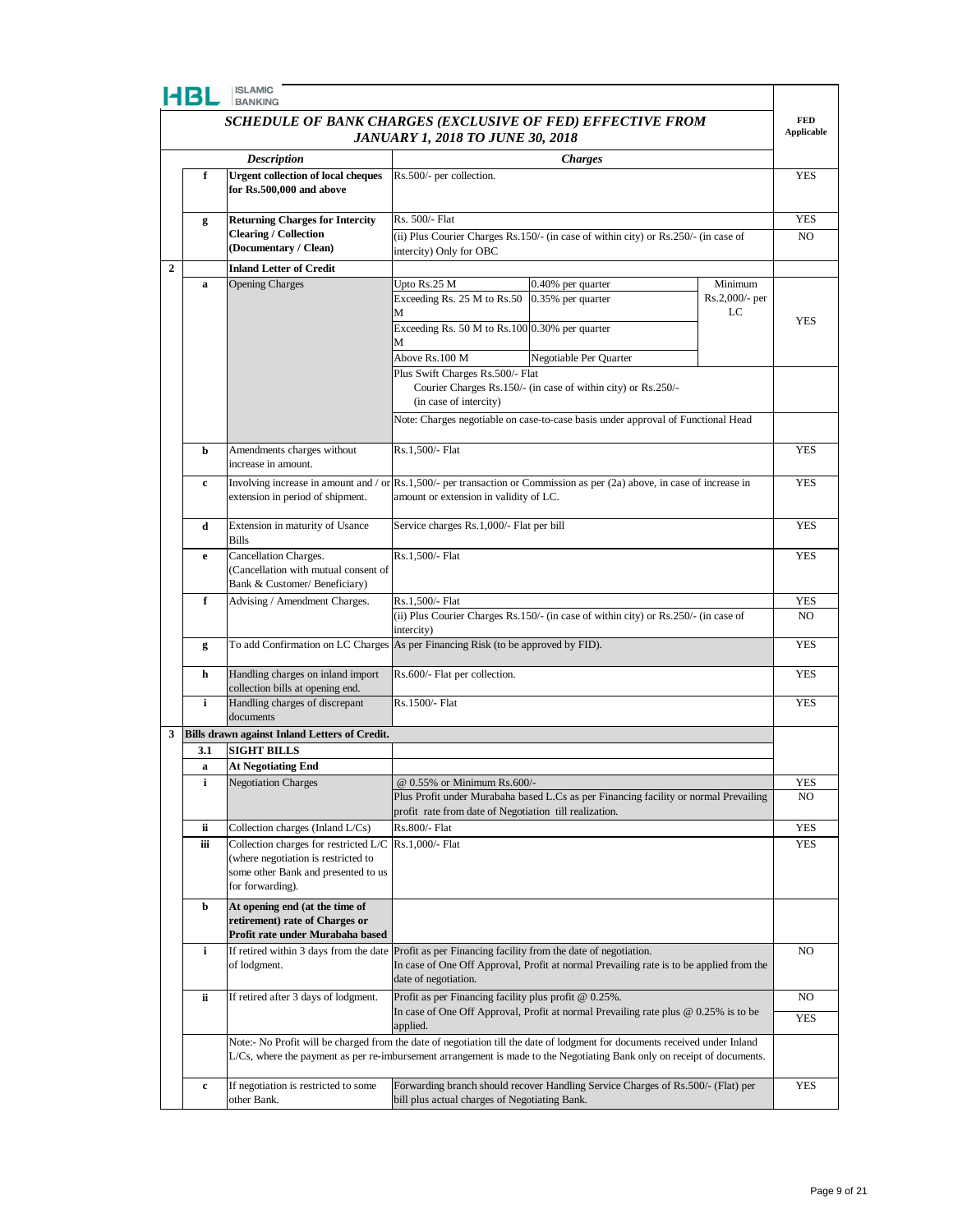HBL ISLAMIC BANKING

## SCHEDULE OF BANK CHARGES (EXCLUSIVE OF FED) EFFECTIVE FROM JANUARY 1, 2018 TO JUNE 30, 2018

| | | Description | Charges | | | FED Applicable |
|---|---|---|---|---|---|---|
| | f | **Urgent collection of local cheques for Rs.500,000 and above** | Rs.500/- per collection. | | | YES |
| | g | **Returning Charges for Intercity Clearing / Collection (Documentary / Clean)** | Rs. 500/- Flat | | | YES |
| | | | (ii) Plus Courier Charges Rs.150/- (in case of within city) or Rs.250/- (in case of intercity) Only for OBC | | | NO |
| 2 | | **Inland Letter of Credit** | | | | |
| | a | Opening Charges | Upto Rs.25 M | 0.40% per quarter | Minimum Rs.2,000/- per LC | YES |
| | | | Exceeding Rs. 25 M to Rs.50 M | 0.35% per quarter | | |
| | | | Exceeding Rs. 50 M to Rs.100 M | 0.30% per quarter | | |
| | | | Above Rs.100 M | Negotiable Per Quarter | | |
| | | | Plus Swift Charges Rs.500/- Flat<br>Courier Charges Rs.150/- (in case of within city) or Rs.250/- (in case of intercity) | | | |
| | | | Note: Charges negotiable on case-to-case basis under approval of Functional Head | | | |
| | b | Amendments charges without increase in amount. | Rs.1,500/- Flat | | | YES |
| | c | Involving increase in amount and / or extension in period of shipment. | Rs.1,500/- per transaction or Commission as per (2a) above, in case of increase in amount or extension in validity of LC. | | | YES |
| | d | Extension in maturity of Usance Bills | Service charges Rs.1,000/- Flat per bill | | | YES |
| | e | Cancellation Charges. (Cancellation with mutual consent of Bank & Customer/ Beneficiary) | Rs.1,500/- Flat | | | YES |
| | f | Advising / Amendment Charges. | Rs.1,500/- Flat | | | YES |
| | | | (ii) Plus Courier Charges Rs.150/- (in case of within city) or Rs.250/- (in case of intercity) | | | NO |
| | g | To add Confirmation on LC Charges | As per Financing Risk (to be approved by FID). | | | YES |
| | h | Handling charges on inland import collection bills at opening end. | Rs.600/- Flat per collection. | | | YES |
| | i | Handling charges of discrepant documents | Rs.1500/- Flat | | | YES |
| 3 | | **Bills drawn against Inland Letters of Credit.** | | | | |
| | 3.1 | **SIGHT BILLS** | | | | |
| | a | **At Negotiating End** | | | | |
| | i | Negotiation Charges | @ 0.55% or Minimum Rs.600/- | | | YES |
| | | | Plus Profit under Murabaha based L.Cs as per Financing facility or normal Prevailing profit rate from date of Negotiation till realization. | | | NO |
| | ii | Collection charges (Inland L/Cs) | Rs.800/- Flat | | | YES |
| | iii | Collection charges for restricted L/C (where negotiation is restricted to some other Bank and presented to us for forwarding). | Rs.1,000/- Flat | | | YES |
| | b | **At opening end (at the time of retirement) rate of Charges or Profit rate under Murabaha based** | | | | |
| | i | If retired within 3 days from the date of lodgment. | Profit as per Financing facility from the date of negotiation.<br>In case of One Off Approval, Profit at normal Prevailing rate is to be applied from the date of negotiation. | | | NO |
| | ii | If retired after 3 days of lodgment. | Profit as per Financing facility plus profit @ 0.25%. | | | NO |
| | | | In case of One Off Approval, Profit at normal Prevailing rate plus @ 0.25% is to be applied. | | | YES |
| | | | Note:- No Profit will be charged from the date of negotiation till the date of lodgment for documents received under Inland L/Cs, where the payment as per re-imbursement arrangement is made to the Negotiating Bank only on receipt of documents. | | | |
| | c | If negotiation is restricted to some other Bank. | Forwarding branch should recover Handling Service Charges of Rs.500/- (Flat) per bill plus actual charges of Negotiating Bank. | | | YES |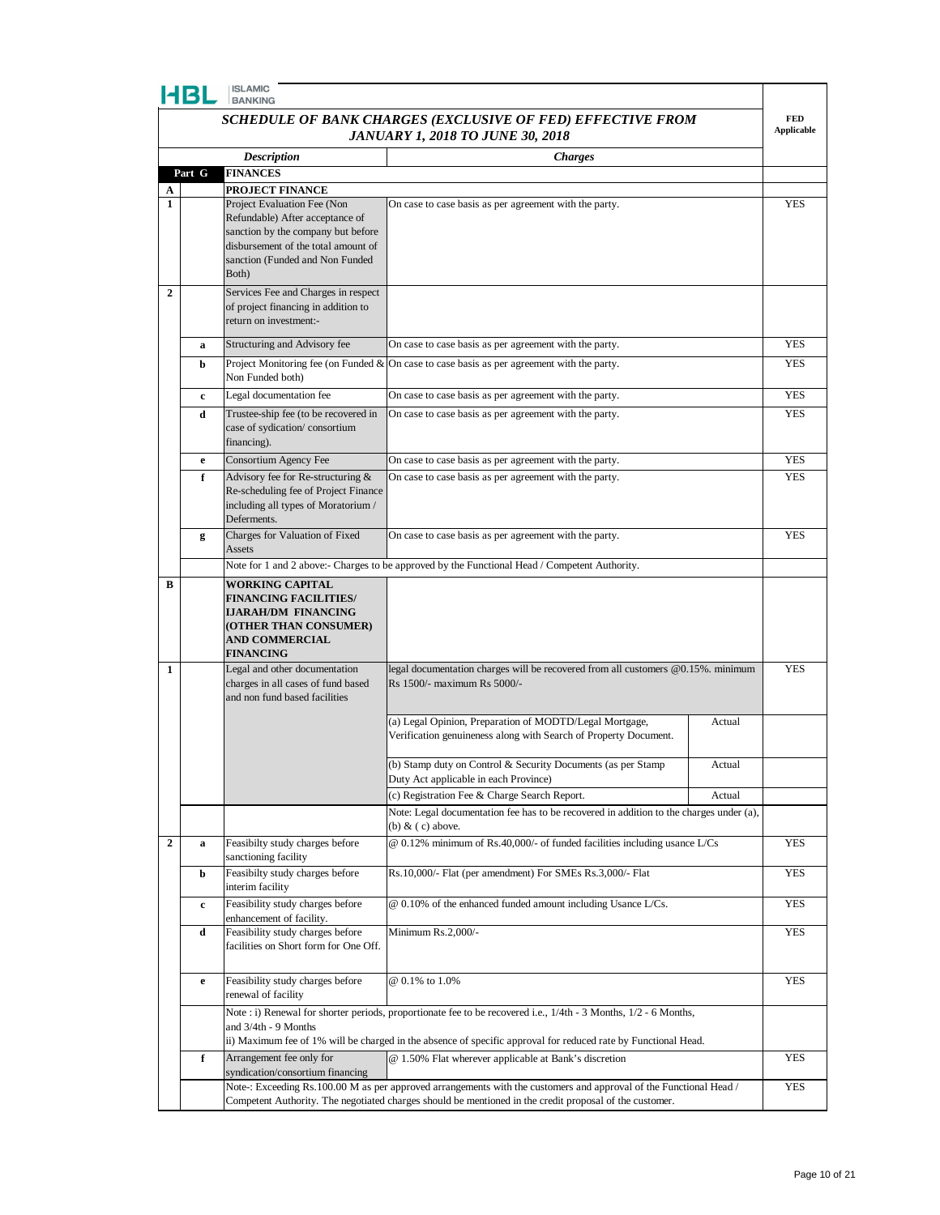HBL ISLAMIC BANKING

| | | *SCHEDULE OF BANK CHARGES (EXCLUSIVE OF FED) EFFECTIVE FROM JANUARY 1, 2018 TO JUNE 30, 2018* | | | FED Applicable |
|---|---|---|---|---|---|
| | | *Description* | *Charges* | | |
| Part G | | **FINANCES** | | | |
| **A** | | **PROJECT FINANCE** | | | |
| **1** | | Project Evaluation Fee (Non Refundable) After acceptance of sanction by the company but before disbursement of the total amount of sanction (Funded and Non Funded Both) | On case to case basis as per agreement with the party. | | YES |
| **2** | | Services Fee and Charges in respect of project financing in addition to return on investment:- | | | |
| | **a** | Structuring and Advisory fee | On case to case basis as per agreement with the party. | | YES |
| | **b** | Project Monitoring fee (on Funded & Non Funded both) | On case to case basis as per agreement with the party. | | YES |
| | **c** | Legal documentation fee | On case to case basis as per agreement with the party. | | YES |
| | **d** | Trustee-ship fee (to be recovered in case of sydication/ consortium financing). | On case to case basis as per agreement with the party. | | YES |
| | **e** | Consortium Agency Fee | On case to case basis as per agreement with the party. | | YES |
| | **f** | Advisory fee for Re-structuring & Re-scheduling fee of Project Finance including all types of Moratorium / Deferments. | On case to case basis as per agreement with the party. | | YES |
| | **g** | Charges for Valuation of Fixed Assets | On case to case basis as per agreement with the party. | | YES |
| | | Note for 1 and 2 above:- Charges to be approved by the Functional Head / Competent Authority. | | | |
| **B** | | **WORKING CAPITAL FINANCING FACILITIES/ IJARAH/DM FINANCING (OTHER THAN CONSUMER) AND COMMERCIAL FINANCING** | | | |
| **1** | | Legal and other documentation charges in all cases of fund based and non fund based facilities | legal documentation charges will be recovered from all customers @0.15%. minimum Rs 1500/- maximum Rs 5000/- | | YES |
| | | | (a) Legal Opinion, Preparation of MODTD/Legal Mortgage, Verification genuineness along with Search of Property Document. | Actual | |
| | | | (b) Stamp duty on Control & Security Documents (as per Stamp Duty Act applicable in each Province) | Actual | |
| | | | (c) Registration Fee & Charge Search Report. | Actual | |
| | | | Note: Legal documentation fee has to be recovered in addition to the charges under (a), (b) & ( c) above. | | |
| **2** | **a** | Feasibilty study charges before sanctioning facility | @ 0.12% minimum of Rs.40,000/- of funded facilities including usance L/Cs | | YES |
| | **b** | Feasibilty study charges before interim facility | Rs.10,000/- Flat (per amendment) For SMEs Rs.3,000/- Flat | | YES |
| | **c** | Feasibility study charges before enhancement of facility. | @ 0.10% of the enhanced funded amount including Usance L/Cs. | | YES |
| | **d** | Feasibility study charges before facilities on Short form for One Off. | Minimum Rs.2,000/- | | YES |
| | **e** | Feasibility study charges before renewal of facility | @ 0.1% to 1.0% | | YES |
| | | Note : i) Renewal for shorter periods, proportionate fee to be recovered i.e., 1/4th - 3 Months, 1/2 - 6 Months, and 3/4th - 9 Months<br>ii) Maximum fee of 1% will be charged in the absence of specific approval for reduced rate by Functional Head. | | | |
| | **f** | Arrangement fee only for syndication/consortium financing | @ 1.50% Flat wherever applicable at Bank's discretion | | YES |
| | | Note-: Exceeding Rs.100.00 M as per approved arrangements with the customers and approval of the Functional Head / Competent Authority. The negotiated charges should be mentioned in the credit proposal of the customer. | | | YES |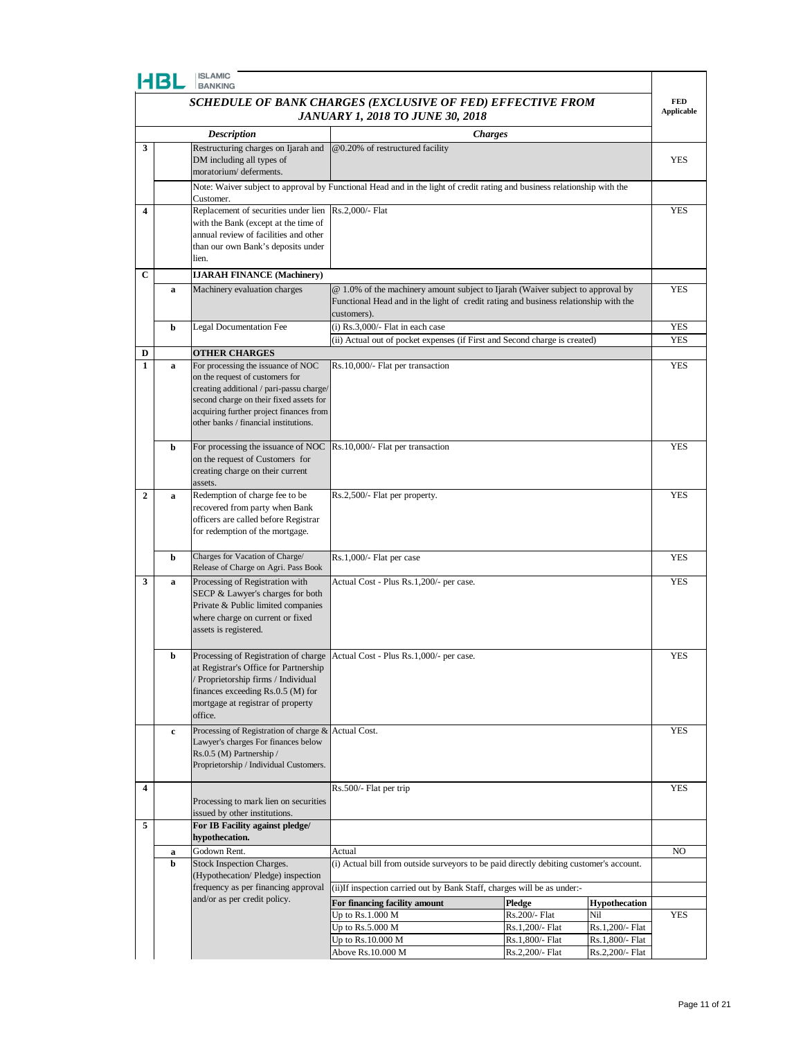HBL ISLAMIC BANKING

## *SCHEDULE OF BANK CHARGES (EXCLUSIVE OF FED) EFFECTIVE FROM JANUARY 1, 2018 TO JUNE 30, 2018*

| | | *Description* | *Charges* | | | FED Applicable |
|---|---|---|---|---|---|---|
| 3 | | Restructuring charges on Ijarah and DM including all types of moratorium/ deferments. | @0.20% of restructured facility | | | YES |
| | | Note: Waiver subject to approval by Functional Head and in the light of credit rating and business relationship with the Customer. | | | | |
| 4 | | Replacement of securities under lien with the Bank (except at the time of annual review of facilities and other than our own Bank's deposits under lien. | Rs.2,000/- Flat | | | YES |
| C | | **IJARAH FINANCE (Machinery)** | | | | |
| | a | Machinery evaluation charges | @ 1.0% of the machinery amount subject to Ijarah (Waiver subject to approval by Functional Head and in the light of credit rating and business relationship with the customers). | | | YES |
| | b | Legal Documentation Fee | (i) Rs.3,000/- Flat in each case | | | YES |
| | | | (ii) Actual out of pocket expenses (if First and Second charge is created) | | | YES |
| D | | **OTHER CHARGES** | | | | |
| 1 | a | For processing the issuance of NOC on the request of customers for creating additional / pari-passu charge/ second charge on their fixed assets for acquiring further project finances from other banks / financial institutions. | Rs.10,000/- Flat per transaction | | | YES |
| | b | For processing the issuance of NOC on the request of Customers for creating charge on their current assets. | Rs.10,000/- Flat per transaction | | | YES |
| 2 | a | Redemption of charge fee to be recovered from party when Bank officers are called before Registrar for redemption of the mortgage. | Rs.2,500/- Flat per property. | | | YES |
| | b | Charges for Vacation of Charge/ Release of Charge on Agri. Pass Book | Rs.1,000/- Flat per case | | | YES |
| 3 | a | Processing of Registration with SECP & Lawyer's charges for both Private & Public limited companies where charge on current or fixed assets is registered. | Actual Cost - Plus Rs.1,200/- per case. | | | YES |
| | b | Processing of Registration of charge at Registrar's Office for Partnership / Proprietorship firms / Individual finances exceeding Rs.0.5 (M) for mortgage at registrar of property office. | Actual Cost - Plus Rs.1,000/- per case. | | | YES |
| | c | Processing of Registration of charge & Lawyer's charges For finances below Rs.0.5 (M) Partnership / Proprietorship / Individual Customers. | Actual Cost. | | | YES |
| 4 | | Processing to mark lien on securities issued by other institutions. | Rs.500/- Flat per trip | | | YES |
| 5 | | **For IB Facility against pledge/ hypothecation.** | | | | |
| | a | Godown Rent. | Actual | | | NO |
| | b | Stock Inspection Charges. (Hypothecation/ Pledge) inspection frequency as per financing approval and/or as per credit policy. | (i) Actual bill from outside surveyors to be paid directly debiting customer's account. | | | |
| | | | (ii)If inspection carried out by Bank Staff, charges will be as under:- | | | |
| | | | **For financing facility amount** | **Pledge** | **Hypothecation** | |
| | | | Up to Rs.1.000 M | Rs.200/- Flat | Nil | YES |
| | | | Up to Rs.5.000 M | Rs.1,200/- Flat | Rs.1,200/- Flat | |
| | | | Up to Rs.10.000 M | Rs.1,800/- Flat | Rs.1,800/- Flat | |
| | | | Above Rs.10.000 M | Rs.2,200/- Flat | Rs.2,200/- Flat | |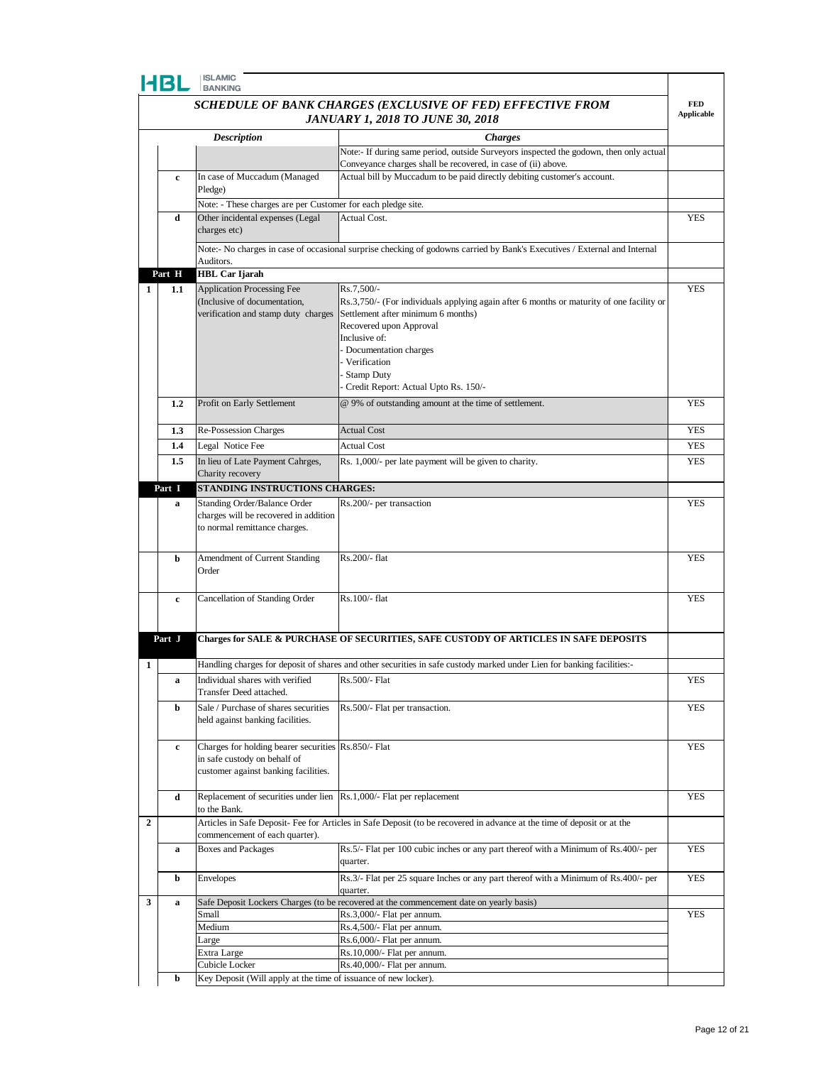HBL ISLAMIC BANKING

## *SCHEDULE OF BANK CHARGES (EXCLUSIVE OF FED) EFFECTIVE FROM JANUARY 1, 2018 TO JUNE 30, 2018*

| | | *Description* | *Charges* | FED Applicable |
|---|---|---|---|---|
| | | | Note:- If during same period, outside Surveyors inspected the godown, then only actual Conveyance charges shall be recovered, in case of (ii) above. | |
| | c | In case of Muccadum (Managed Pledge) | Actual bill by Muccadum to be paid directly debiting customer's account. | |
| | | Note: - These charges are per Customer for each pledge site. | | |
| | d | Other incidental expenses (Legal charges etc) | Actual Cost. | YES |
| | | Note:- No charges in case of occasional surprise checking of godowns carried by Bank's Executives / External and Internal Auditors. | | |
| | **Part H** | **HBL Car Ijarah** | | |
| 1 | 1.1 | Application Processing Fee (Inclusive of documentation, verification and stamp duty charges | Rs.7,500/- <br> Rs.3,750/- (For individuals applying again after 6 months or maturity of one facility or Settlement after minimum 6 months) <br> Recovered upon Approval <br> Inclusive of: <br> - Documentation charges <br> - Verification <br> - Stamp Duty <br> - Credit Report: Actual Upto Rs. 150/- | YES |
| | 1.2 | Profit on Early Settlement | @ 9% of outstanding amount at the time of settlement. | YES |
| | 1.3 | Re-Possession Charges | Actual Cost | YES |
| | 1.4 | Legal Notice Fee | Actual Cost | YES |
| | 1.5 | In lieu of Late Payment Cahrges, Charity recovery | Rs. 1,000/- per late payment will be given to charity. | YES |
| | **Part I** | **STANDING INSTRUCTIONS CHARGES:** | | |
| | a | Standing Order/Balance Order charges will be recovered in addition to normal remittance charges. | Rs.200/- per transaction | YES |
| | b | Amendment of Current Standing Order | Rs.200/- flat | YES |
| | c | Cancellation of Standing Order | Rs.100/- flat | YES |
| | **Part J** | **Charges for SALE & PURCHASE OF SECURITIES, SAFE CUSTODY OF ARTICLES IN SAFE DEPOSITS** | | |
| 1 | | Handling charges for deposit of shares and other securities in safe custody marked under Lien for banking facilities:- | | |
| | a | Individual shares with verified Transfer Deed attached. | Rs.500/- Flat | YES |
| | b | Sale / Purchase of shares securities held against banking facilities. | Rs.500/- Flat per transaction. | YES |
| | c | Charges for holding bearer securities in safe custody on behalf of customer against banking facilities. | Rs.850/- Flat | YES |
| | d | Replacement of securities under lien to the Bank. | Rs.1,000/- Flat per replacement | YES |
| 2 | | Articles in Safe Deposit- Fee for Articles in Safe Deposit (to be recovered in advance at the time of deposit or at the commencement of each quarter). | | |
| | a | Boxes and Packages | Rs.5/- Flat per 100 cubic inches or any part thereof with a Minimum of Rs.400/- per quarter. | YES |
| | b | Envelopes | Rs.3/- Flat per 25 square Inches or any part thereof with a Minimum of Rs.400/- per quarter. | YES |
| 3 | a | Safe Deposit Lockers Charges (to be recovered at the commencement date on yearly basis) | | |
| | | Small | Rs.3,000/- Flat per annum. | YES |
| | | Medium | Rs.4,500/- Flat per annum. | |
| | | Large | Rs.6,000/- Flat per annum. | |
| | | Extra Large | Rs.10,000/- Flat per annum. | |
| | | Cubicle Locker | Rs.40,000/- Flat per annum. | |
| | b | Key Deposit (Will apply at the time of issuance of new locker). | | |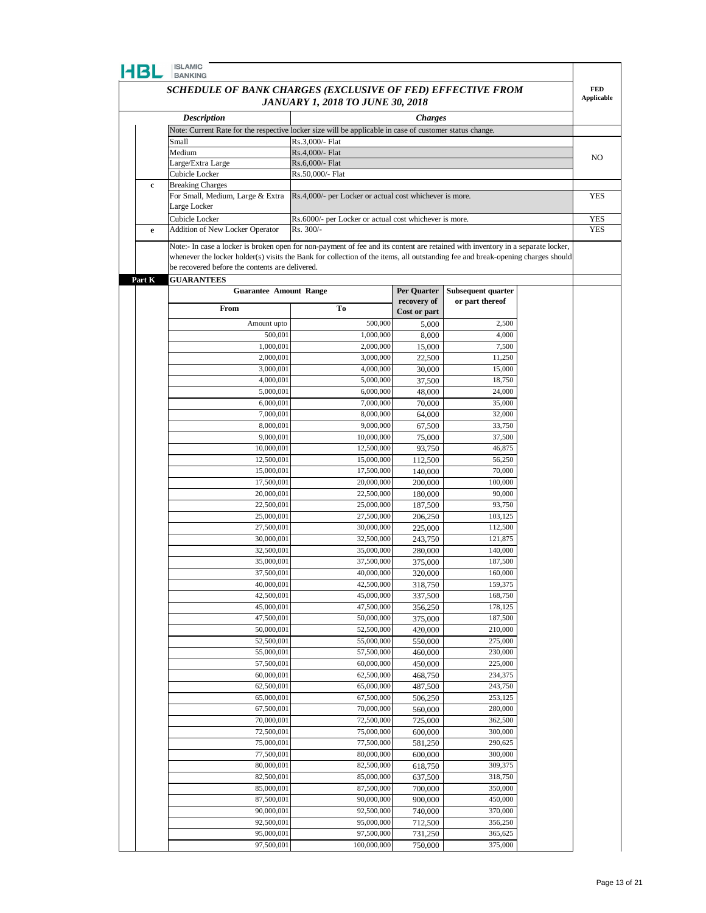HBL ISLAMIC BANKING

## SCHEDULE OF BANK CHARGES (EXCLUSIVE OF FED) EFFECTIVE FROM JANUARY 1, 2018 TO JUNE 30, 2018

| | *Description* | *Charges* | FED Applicable |
|---|---|---|---|
| | Note: Current Rate for the respective locker size will be applicable in case of customer status change. | | |
| | Small | Rs.3,000/- Flat | NO |
| | Medium | Rs.4,000/- Flat | |
| | Large/Extra Large | Rs.6,000/- Flat | |
| | Cubicle Locker | Rs.50,000/- Flat | |
| c | Breaking Charges | | |
| | For Small, Medium, Large & Extra Large Locker | Rs.4,000/- per Locker or actual cost whichever is more. | YES |
| | Cubicle Locker | Rs.6000/- per Locker or actual cost whichever is more. | YES |
| e | Addition of New Locker Operator | Rs. 300/- | YES |

Note:- In case a locker is broken open for non-payment of fee and its content are retained with inventory in a separate locker, whenever the locker holder(s) visits the Bank for collection of the items, all outstanding fee and break-opening charges should be recovered before the contents are delivered.

### Part K GUARANTEES

| Guarantee Amount Range From | Guarantee Amount Range To | Per Quarter recovery of Cost or part | Subsequent quarter or part thereof |
|---|---|---|---|
| Amount upto | 500,000 | 5,000 | 2,500 |
| 500,001 | 1,000,000 | 8,000 | 4,000 |
| 1,000,001 | 2,000,000 | 15,000 | 7,500 |
| 2,000,001 | 3,000,000 | 22,500 | 11,250 |
| 3,000,001 | 4,000,000 | 30,000 | 15,000 |
| 4,000,001 | 5,000,000 | 37,500 | 18,750 |
| 5,000,001 | 6,000,000 | 48,000 | 24,000 |
| 6,000,001 | 7,000,000 | 70,000 | 35,000 |
| 7,000,001 | 8,000,000 | 64,000 | 32,000 |
| 8,000,001 | 9,000,000 | 67,500 | 33,750 |
| 9,000,001 | 10,000,000 | 75,000 | 37,500 |
| 10,000,001 | 12,500,000 | 93,750 | 46,875 |
| 12,500,001 | 15,000,000 | 112,500 | 56,250 |
| 15,000,001 | 17,500,000 | 140,000 | 70,000 |
| 17,500,001 | 20,000,000 | 200,000 | 100,000 |
| 20,000,001 | 22,500,000 | 180,000 | 90,000 |
| 22,500,001 | 25,000,000 | 187,500 | 93,750 |
| 25,000,001 | 27,500,000 | 206,250 | 103,125 |
| 27,500,001 | 30,000,000 | 225,000 | 112,500 |
| 30,000,001 | 32,500,000 | 243,750 | 121,875 |
| 32,500,001 | 35,000,000 | 280,000 | 140,000 |
| 35,000,001 | 37,500,000 | 375,000 | 187,500 |
| 37,500,001 | 40,000,000 | 320,000 | 160,000 |
| 40,000,001 | 42,500,000 | 318,750 | 159,375 |
| 42,500,001 | 45,000,000 | 337,500 | 168,750 |
| 45,000,001 | 47,500,000 | 356,250 | 178,125 |
| 47,500,001 | 50,000,000 | 375,000 | 187,500 |
| 50,000,001 | 52,500,000 | 420,000 | 210,000 |
| 52,500,001 | 55,000,000 | 550,000 | 275,000 |
| 55,000,001 | 57,500,000 | 460,000 | 230,000 |
| 57,500,001 | 60,000,000 | 450,000 | 225,000 |
| 60,000,001 | 62,500,000 | 468,750 | 234,375 |
| 62,500,001 | 65,000,000 | 487,500 | 243,750 |
| 65,000,001 | 67,500,000 | 506,250 | 253,125 |
| 67,500,001 | 70,000,000 | 560,000 | 280,000 |
| 70,000,001 | 72,500,000 | 725,000 | 362,500 |
| 72,500,001 | 75,000,000 | 600,000 | 300,000 |
| 75,000,001 | 77,500,000 | 581,250 | 290,625 |
| 77,500,001 | 80,000,000 | 600,000 | 300,000 |
| 80,000,001 | 82,500,000 | 618,750 | 309,375 |
| 82,500,001 | 85,000,000 | 637,500 | 318,750 |
| 85,000,001 | 87,500,000 | 700,000 | 350,000 |
| 87,500,001 | 90,000,000 | 900,000 | 450,000 |
| 90,000,001 | 92,500,000 | 740,000 | 370,000 |
| 92,500,001 | 95,000,000 | 712,500 | 356,250 |
| 95,000,001 | 97,500,000 | 731,250 | 365,625 |
| 97,500,001 | 100,000,000 | 750,000 | 375,000 |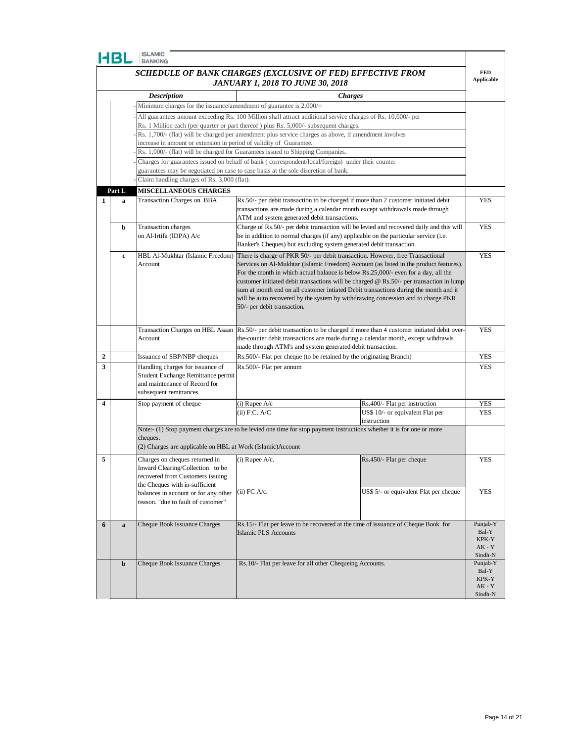HBL ISLAMIC BANKING

## *SCHEDULE OF BANK CHARGES (EXCLUSIVE OF FED) EFFECTIVE FROM JANUARY 1, 2018 TO JUNE 30, 2018*

| | | *Description* | *Charges* | | FED Applicable |
|---|---|---|---|---|---|
| | | - Minimum charges for the issuance/amendment of guarantee is 2,000/= | | | |
| | | - All guarantees amount exceeding Rs. 100 Million shall attract additional service charges of Rs. 10,000/- per Rs. 1 Million each (per quarter or part thereof ) plus Rs. 5,000/- subsequent charges. | | | |
| | | - Rs. 1,700/- (flat) will be charged per amendment plus service charges as above, if amendment involves increase in amount or extension in period of validity of Guarantee. | | | |
| | | - Rs. 1,000/- (flat) will be charged for Guarantees issued to Shipping Companies. | | | |
| | | - Charges for guarantees issued on behalf of bank ( correspondent/local/foreign) under their counter guarantees may be negotiated on case to case basis at the sole discretion of bank. | | | |
| | | - Claim handling charges of Rs. 3,000 (flat). | | | |
| | **Part L** | **MISCELLANEOUS CHARGES** | | | |
| **1** | **a** | Transaction Charges on BBA | Rs.50/- per debit transaction to be charged if more than 2 customer initiated debit transactions are made during a calendar month except withdrawals made through ATM and system generated debit transactions. | | YES |
| | **b** | Transaction charges on Al-Irtifa (IDPA) A/c | Charge of Rs.50/- per debit transaction will be levied and recovered daily and this will be in addition to normal charges (if any) applicable on the particular service (i.e. Banker's Cheques) but excluding system generated debit transaction. | | YES |
| | **c** | HBL Al-Mukhtar (Islamic Freedom) Account | There is charge of PKR 50/- per debit transaction. However, free Transactional Services on Al-Mukhtar (Islamic Freedom) Account (as listed in the product features). For the month in which actual balance is below Rs.25,000/- even for a day, all the customer initiated debit transactions will be charged @ Rs.50/- per transaction in lump sum at month end on all customer intiated Debit transactions during the month and it will be auto recovered by the system by withdrawing concession and to charge PKR 50/- per debit transaction. | | YES |
| | | Transaction Charges on HBL Asaan Account | Rs.50/- per debit transaction to be charged if more than 4 customer initiated debit over-the-counter debit transactions are made during a calendar month, except wihdrawls made through ATM's and system generated debit transaction. | | YES |
| **2** | | Issuance of SBP/NBP cheques | Rs.500/- Flat per cheque (to be retained by the originating Branch) | | YES |
| **3** | | Handling charges for issuance of Student Exchange Remittance permit and maintenance of Record for subsequent remittances. | Rs.500/- Flat per annum | | YES |
| **4** | | Stop payment of cheque | (i) Rupee A/c | Rs.400/- Flat per instruction | YES |
| | | | (ii) F.C. A/C | US$ 10/- or equivalent Flat per instruction | YES |
| | | Note:- (1) Stop payment charges are to be levied one time for stop payment instructions whether it is for one or more cheques. (2) Charges are applicable on HBL at Work (Islamic)Account | | | |
| **5** | | Charges on cheques returned in Inward Clearing/Collection to be recovered from Customers issuing the Cheques with in-sufficient balances in account or for any other reason. "due to fault of customer" | (i) Rupee A/c. | Rs.450/- Flat per cheque | YES |
| | | | (ii) FC A/c. | US$ 5/- or equivalent Flat per cheque | YES |
| **6** | **a** | Cheque Book Issuance Charges | Rs.15/- Flat per leave to be recovered at the time of issuance of Cheque Book for Islamic PLS Accounts | | Punjab-Y Bal-Y KPK-Y AK - Y Sindh-N |
| | **b** | Cheque Book Issuance Charges | Rs.10/- Flat per leave for all other Chequeing Accounts. | | Punjab-Y Bal-Y KPK-Y AK - Y Sindh-N |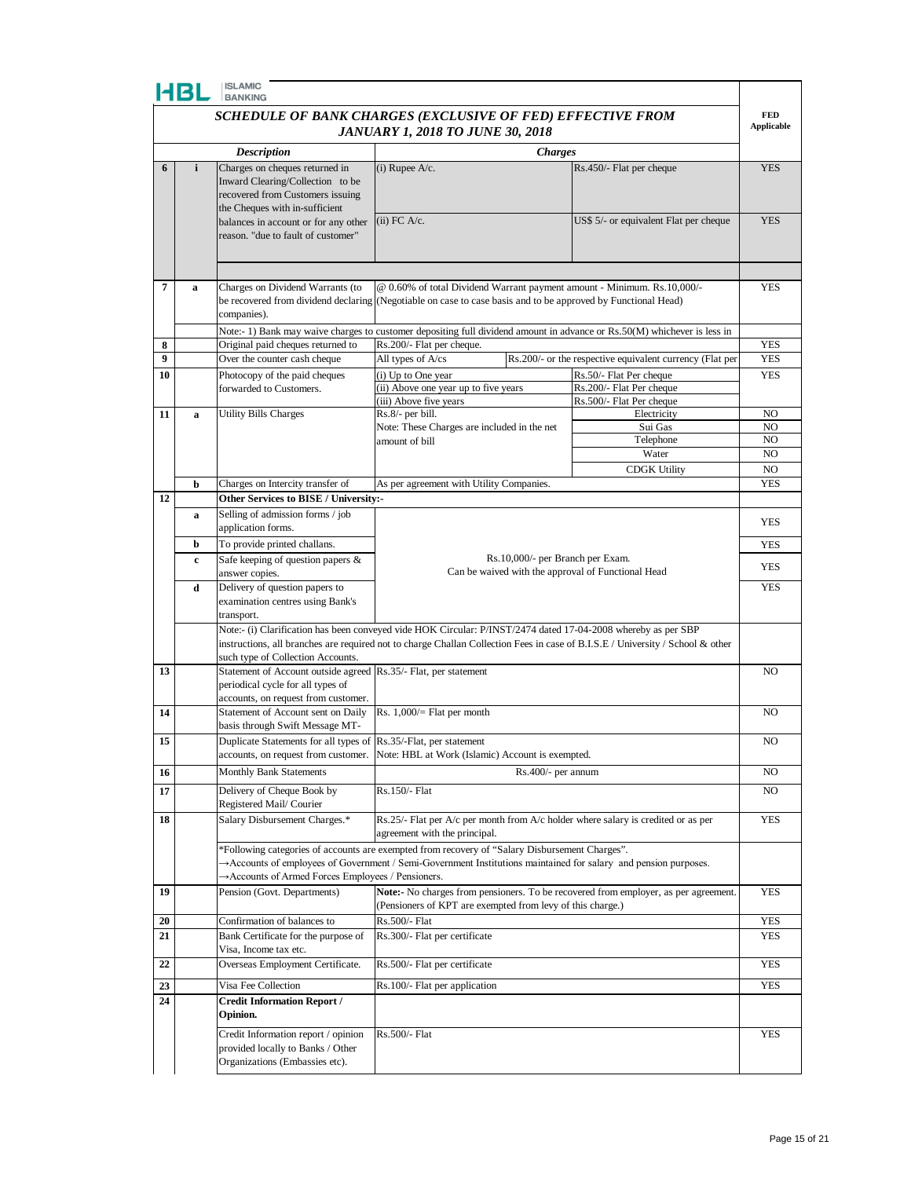HBL ISLAMIC BANKING

## *SCHEDULE OF BANK CHARGES (EXCLUSIVE OF FED) EFFECTIVE FROM JANUARY 1, 2018 TO JUNE 30, 2018*

| | | *Description* | *Charges* | | FED Applicable |
|---|---|---|---|---|---|
| **6** | **i** | Charges on cheques returned in Inward Clearing/Collection to be recovered from Customers issuing the Cheques with in-sufficient balances in account or for any other reason. "due to fault of customer" | (i) Rupee A/c. | Rs.450/- Flat per cheque | YES |
| | | | (ii) FC A/c. | US$ 5/- or equivalent Flat per cheque | YES |
| **7** | **a** | Charges on Dividend Warrants (to be recovered from dividend declaring companies). | @ 0.60% of total Dividend Warrant payment amount - Minimum. Rs.10,000/- (Negotiable on case to case basis and to be approved by Functional Head) | | YES |
| | | Note:- 1) Bank may waive charges to customer depositing full dividend amount in advance or Rs.50(M) whichever is less in | | | |
| **8** | | Original paid cheques returned to | Rs.200/- Flat per cheque. | | YES |
| **9** | | Over the counter cash cheque | All types of A/cs | Rs.200/- or the respective equivalent currency (Flat per | YES |
| **10** | | Photocopy of the paid cheques forwarded to Customers. | (i) Up to One year | Rs.50/- Flat Per cheque | YES |
| | | | (ii) Above one year up to five years | Rs.200/- Flat Per cheque | |
| | | | (iii) Above five years | Rs.500/- Flat Per cheque | |
| **11** | **a** | Utility Bills Charges | Rs.8/- per bill. | Electricity | NO |
| | | | Note: These Charges are included in the net amount of bill | Sui Gas | NO |
| | | | | Telephone | NO |
| | | | | Water | NO |
| | | | | CDGK Utility | NO |
| | **b** | Charges on Intercity transfer of | As per agreement with Utility Companies. | | YES |
| **12** | | **Other Services to BISE / University:-** | | | |
| | **a** | Selling of admission forms / job application forms. | Rs.10,000/- per Branch per Exam. Can be waived with the approval of Functional Head | | YES |
| | **b** | To provide printed challans. | | | YES |
| | **c** | Safe keeping of question papers & answer copies. | | | YES |
| | **d** | Delivery of question papers to examination centres using Bank's transport. | | | YES |
| | | Note:- (i) Clarification has been conveyed vide HOK Circular: P/INST/2474 dated 17-04-2008 whereby as per SBP instructions, all branches are required not to charge Challan Collection Fees in case of B.I.S.E / University / School & other such type of Collection Accounts. | | | |
| **13** | | Statement of Account outside agreed periodical cycle for all types of accounts, on request from customer. | Rs.35/- Flat, per statement | | NO |
| **14** | | Statement of Account sent on Daily basis through Swift Message MT- | Rs. 1,000/= Flat per month | | NO |
| **15** | | Duplicate Statements for all types of accounts, on request from customer. | Rs.35/-Flat, per statement<br>Note: HBL at Work (Islamic) Account is exempted. | | NO |
| **16** | | Monthly Bank Statements | Rs.400/- per annum | | NO |
| **17** | | Delivery of Cheque Book by Registered Mail/ Courier | Rs.150/- Flat | | NO |
| **18** | | Salary Disbursement Charges.* | Rs.25/- Flat per A/c per month from A/c holder where salary is credited or as per agreement with the principal. | | YES |
| | | *Following categories of accounts are exempted from recovery of "Salary Disbursement Charges".<br>→Accounts of employees of Government / Semi-Government Institutions maintained for salary and pension purposes.<br>→Accounts of Armed Forces Employees / Pensioners. | | | |
| **19** | | Pension (Govt. Departments) | **Note:-** No charges from pensioners. To be recovered from employer, as per agreement. (Pensioners of KPT are exempted from levy of this charge.) | | YES |
| **20** | | Confirmation of balances to | Rs.500/- Flat | | YES |
| **21** | | Bank Certificate for the purpose of Visa, Income tax etc. | Rs.300/- Flat per certificate | | YES |
| **22** | | Overseas Employment Certificate. | Rs.500/- Flat per certificate | | YES |
| **23** | | Visa Fee Collection | Rs.100/- Flat per application | | YES |
| **24** | | **Credit Information Report / Opinion.** | | | |
| | | Credit Information report / opinion provided locally to Banks / Other Organizations (Embassies etc). | Rs.500/- Flat | | YES |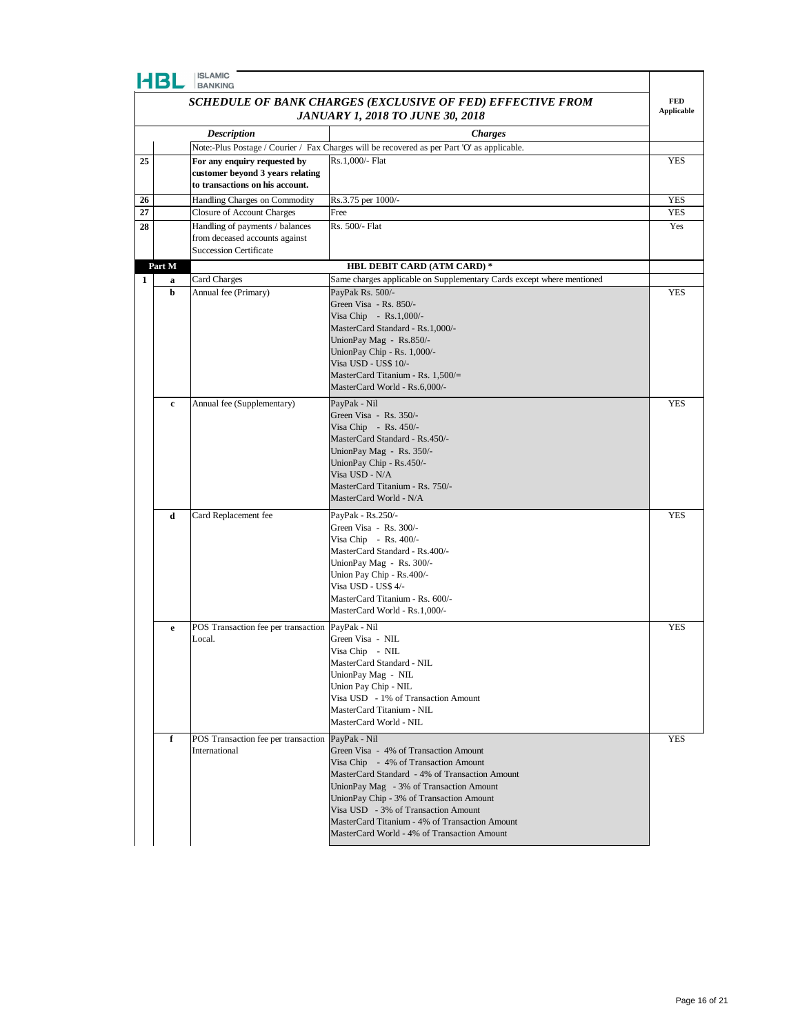HBL ISLAMIC BANKING

## *SCHEDULE OF BANK CHARGES (EXCLUSIVE OF FED) EFFECTIVE FROM JANUARY 1, 2018 TO JUNE 30, 2018*

| | | *Description* | *Charges* | FED Applicable |
|---|---|---|---|---|
| | | | Note:-Plus Postage / Courier / Fax Charges will be recovered as per Part 'O' as applicable. | |
| 25 | | **For any enquiry requested by customer beyond 3 years relating to transactions on his account.** | Rs.1,000/- Flat | YES |
| 26 | | Handling Charges on Commodity | Rs.3.75 per 1000/- | YES |
| 27 | | Closure of Account Charges | Free | YES |
| 28 | | Handling of payments / balances from deceased accounts against Succession Certificate | Rs. 500/- Flat | Yes |
| **Part M** | | | **HBL DEBIT CARD (ATM CARD) *** | |
| 1 | **a** | Card Charges | Same charges applicable on Supplementary Cards except where mentioned | |
| | **b** | Annual fee (Primary) | PayPak Rs. 500/-<br>Green Visa - Rs. 850/-<br>Visa Chip - Rs.1,000/-<br>MasterCard Standard - Rs.1,000/-<br>UnionPay Mag - Rs.850/-<br>UnionPay Chip - Rs. 1,000/-<br>Visa USD - US$ 10/-<br>MasterCard Titanium - Rs. 1,500/=<br>MasterCard World - Rs.6,000/- | YES |
| | **c** | Annual fee (Supplementary) | PayPak - Nil<br>Green Visa - Rs. 350/-<br>Visa Chip - Rs. 450/-<br>MasterCard Standard - Rs.450/-<br>UnionPay Mag - Rs. 350/-<br>UnionPay Chip - Rs.450/-<br>Visa USD - N/A<br>MasterCard Titanium - Rs. 750/-<br>MasterCard World - N/A | YES |
| | **d** | Card Replacement fee | PayPak - Rs.250/-<br>Green Visa - Rs. 300/-<br>Visa Chip - Rs. 400/-<br>MasterCard Standard - Rs.400/-<br>UnionPay Mag - Rs. 300/-<br>Union Pay Chip - Rs.400/-<br>Visa USD - US$ 4/-<br>MasterCard Titanium - Rs. 600/-<br>MasterCard World - Rs.1,000/- | YES |
| | **e** | POS Transaction fee per transaction Local. | PayPak - Nil<br>Green Visa - NIL<br>Visa Chip - NIL<br>MasterCard Standard - NIL<br>UnionPay Mag - NIL<br>Union Pay Chip - NIL<br>Visa USD - 1% of Transaction Amount<br>MasterCard Titanium - NIL<br>MasterCard World - NIL | YES |
| | **f** | POS Transaction fee per transaction International | PayPak - Nil<br>Green Visa - 4% of Transaction Amount<br>Visa Chip - 4% of Transaction Amount<br>MasterCard Standard - 4% of Transaction Amount<br>UnionPay Mag - 3% of Transaction Amount<br>UnionPay Chip - 3% of Transaction Amount<br>Visa USD - 3% of Transaction Amount<br>MasterCard Titanium - 4% of Transaction Amount<br>MasterCard World - 4% of Transaction Amount | YES |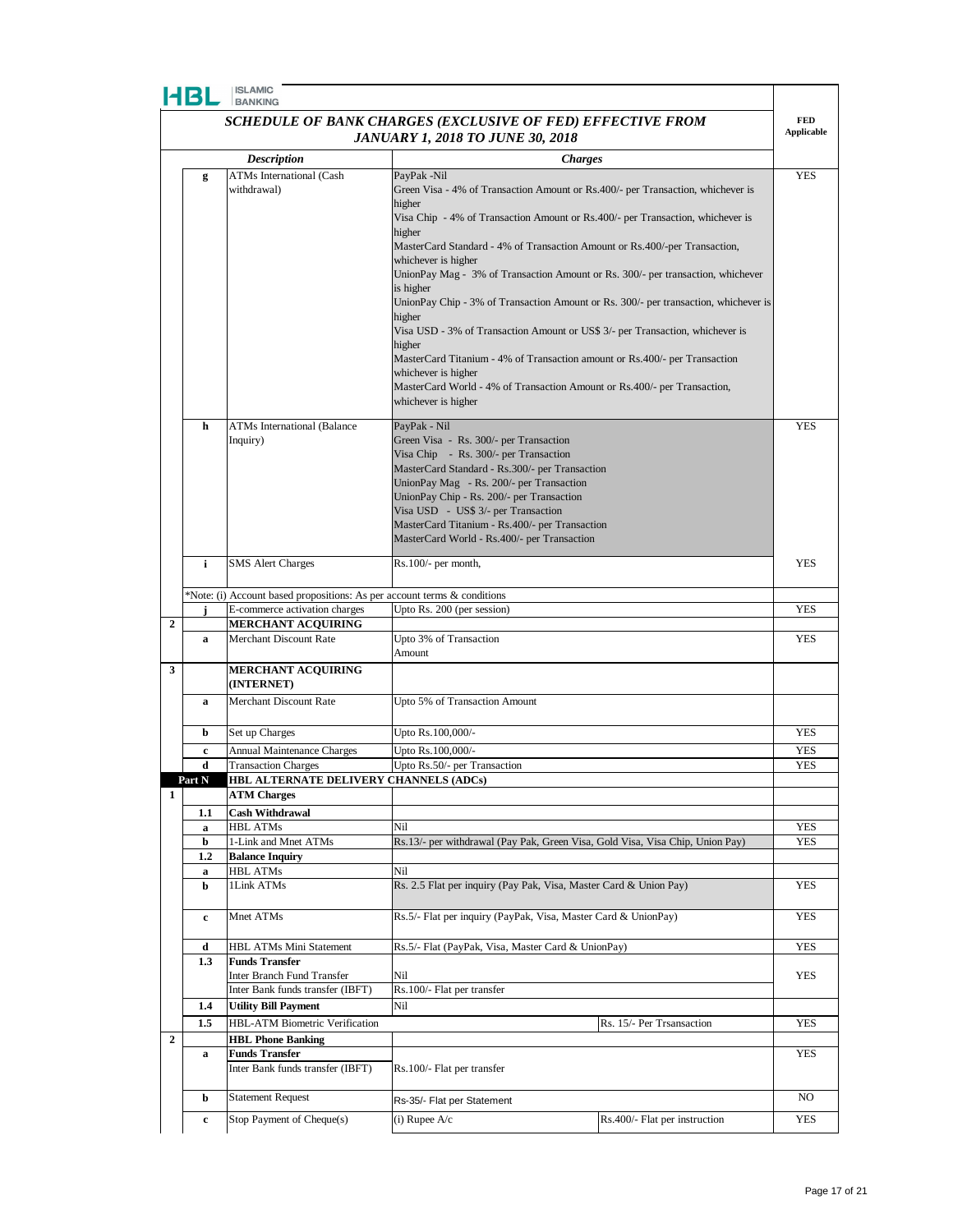HBL ISLAMIC BANKING

## *SCHEDULE OF BANK CHARGES (EXCLUSIVE OF FED) EFFECTIVE FROM JANUARY 1, 2018 TO JUNE 30, 2018*

| | | *Description* | *Charges* | | FED Applicable |
|---|---|---|---|---|---|
| | g | ATMs International (Cash withdrawal) | PayPak -Nil<br>Green Visa - 4% of Transaction Amount or Rs.400/- per Transaction, whichever is higher<br>Visa Chip - 4% of Transaction Amount or Rs.400/- per Transaction, whichever is higher<br>MasterCard Standard - 4% of Transaction Amount or Rs.400/-per Transaction, whichever is higher<br>UnionPay Mag - 3% of Transaction Amount or Rs. 300/- per transaction, whichever is higher<br>UnionPay Chip - 3% of Transaction Amount or Rs. 300/- per transaction, whichever is higher<br>Visa USD - 3% of Transaction Amount or US$ 3/- per Transaction, whichever is higher<br>MasterCard Titanium - 4% of Transaction amount or Rs.400/- per Transaction whichever is higher<br>MasterCard World - 4% of Transaction Amount or Rs.400/- per Transaction, whichever is higher | | YES |
| | h | ATMs International (Balance Inquiry) | PayPak - Nil<br>Green Visa - Rs. 300/- per Transaction<br>Visa Chip - Rs. 300/- per Transaction<br>MasterCard Standard - Rs.300/- per Transaction<br>UnionPay Mag - Rs. 200/- per Transaction<br>UnionPay Chip - Rs. 200/- per Transaction<br>Visa USD - US$ 3/- per Transaction<br>MasterCard Titanium - Rs.400/- per Transaction<br>MasterCard World - Rs.400/- per Transaction | | YES |
| | i | SMS Alert Charges | Rs.100/- per month, | | YES |
| | | *Note: (i) Account based propositions: As per account terms & conditions | | | |
| | j | E-commerce activation charges | Upto Rs. 200 (per session) | | YES |
| 2 | | **MERCHANT ACQUIRING** | | | |
| | a | Merchant Discount Rate | Upto 3% of Transaction Amount | | YES |
| 3 | | **MERCHANT ACQUIRING (INTERNET)** | | | |
| | a | Merchant Discount Rate | Upto 5% of Transaction Amount | | |
| | b | Set up Charges | Upto Rs.100,000/- | | YES |
| | c | Annual Maintenance Charges | Upto Rs.100,000/- | | YES |
| | d | Transaction Charges | Upto Rs.50/- per Transaction | | YES |
| | **Part N** | **HBL ALTERNATE DELIVERY CHANNELS (ADCs)** | | | |
| 1 | | **ATM Charges** | | | |
| | 1.1 | **Cash Withdrawal** | | | |
| | a | HBL ATMs | Nil | | YES |
| | b | 1-Link and Mnet ATMs | Rs.13/- per withdrawal (Pay Pak, Green Visa, Gold Visa, Visa Chip, Union Pay) | | YES |
| | 1.2 | **Balance Inquiry** | | | |
| | a | HBL ATMs | Nil | | |
| | b | 1Link ATMs | Rs. 2.5 Flat per inquiry (Pay Pak, Visa, Master Card & Union Pay) | | YES |
| | c | Mnet ATMs | Rs.5/- Flat per inquiry (PayPak, Visa, Master Card & UnionPay) | | YES |
| | d | HBL ATMs Mini Statement | Rs.5/- Flat (PayPak, Visa, Master Card & UnionPay) | | YES |
| | 1.3 | **Funds Transfer**<br>Inter Branch Fund Transfer | Nil | | YES |
| | | Inter Bank funds transfer (IBFT) | Rs.100/- Flat per transfer | | |
| | 1.4 | **Utility Bill Payment** | Nil | | |
| | 1.5 | HBL-ATM Biometric Verification | | Rs. 15/- Per Trsansaction | YES |
| 2 | | **HBL Phone Banking** | | | |
| | a | **Funds Transfer**<br>Inter Bank funds transfer (IBFT) | Rs.100/- Flat per transfer | | YES |
| | b | Statement Request | Rs-35/- Flat per Statement | | NO |
| | c | Stop Payment of Cheque(s) | (i) Rupee A/c | Rs.400/- Flat per instruction | YES |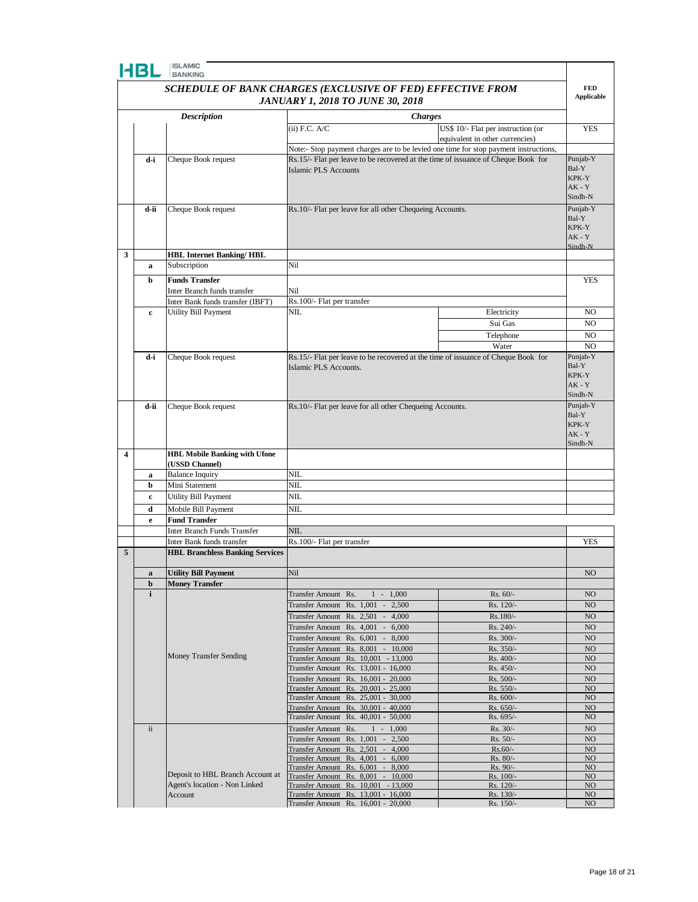HBL ISLAMIC BANKING

## SCHEDULE OF BANK CHARGES (EXCLUSIVE OF FED) EFFECTIVE FROM JANUARY 1, 2018 TO JUNE 30, 2018

| | | Description | Charges | | FED Applicable |
|---|---|---|---|---|---|
| | | | (ii) F.C. A/C | US$ 10/- Flat per instruction (or equivalent in other currencies) | YES |
| | | | Note:- Stop payment charges are to be levied one time for stop payment instructions, | | |
| | d-i | Cheque Book request | Rs.15/- Flat per leave to be recovered at the time of issuance of Cheque Book for Islamic PLS Accounts | | Punjab-Y Bal-Y KPK-Y AK - Y Sindh-N |
| | d-ii | Cheque Book request | Rs.10/- Flat per leave for all other Chequeing Accounts. | | Punjab-Y Bal-Y KPK-Y AK - Y Sindh-N |
| 3 | | **HBL Internet Banking/ HBL** | | | |
| | a | Subscription | Nil | | |
| | b | **Funds Transfer** | | | YES |
| | | Inter Branch funds transfer | Nil | | |
| | | Inter Bank funds transfer (IBFT) | Rs.100/- Flat per transfer | | |
| | c | Utility Bill Payment | NIL | Electricity | NO |
| | | | | Sui Gas | NO |
| | | | | Telephone | NO |
| | | | | Water | NO |
| | d-i | Cheque Book request | Rs.15/- Flat per leave to be recovered at the time of issuance of Cheque Book for Islamic PLS Accounts. | | Punjab-Y Bal-Y KPK-Y AK - Y Sindh-N |
| | d-ii | Cheque Book request | Rs.10/- Flat per leave for all other Chequeing Accounts. | | Punjab-Y Bal-Y KPK-Y AK - Y Sindh-N |
| 4 | | **HBL Mobile Banking with Ufone (USSD Channel)** | | | |
| | a | Balance Inquiry | NIL | | |
| | b | Mini Statement | NIL | | |
| | c | Utility Bill Payment | NIL | | |
| | d | Mobile Bill Payment | NIL | | |
| | e | **Fund Transfer** | | | |
| | | Inter Branch Funds Transfer | NIL | | |
| | | Inter Bank funds transfer | Rs.100/- Flat per transfer | | YES |
| 5 | | **HBL Branchless Banking Services** | | | |
| | a | **Utility Bill Payment** | Nil | | NO |
| | b | **Money Transfer** | | | |
| | i | Money Transfer Sending | Transfer Amount Rs. 1 - 1,000 | Rs. 60/- | NO |
| | | | Transfer Amount Rs. 1,001 - 2,500 | Rs. 120/- | NO |
| | | | Transfer Amount Rs. 2,501 - 4,000 | Rs.180/- | NO |
| | | | Transfer Amount Rs. 4,001 - 6,000 | Rs. 240/- | NO |
| | | | Transfer Amount Rs. 6,001 - 8,000 | Rs. 300/- | NO |
| | | | Transfer Amount Rs. 8,001 - 10,000 | Rs. 350/- | NO |
| | | | Transfer Amount Rs. 10,001 - 13,000 | Rs. 400/- | NO |
| | | | Transfer Amount Rs. 13,001 - 16,000 | Rs. 450/- | NO |
| | | | Transfer Amount Rs. 16,001 - 20,000 | Rs. 500/- | NO |
| | | | Transfer Amount Rs. 20,001 - 25,000 | Rs. 550/- | NO |
| | | | Transfer Amount Rs. 25,001 - 30,000 | Rs. 600/- | NO |
| | | | Transfer Amount Rs. 30,001 - 40,000 | Rs. 650/- | NO |
| | | | Transfer Amount Rs. 40,001 - 50,000 | Rs. 695/- | NO |
| | ii | Deposit to HBL Branch Account at Agent's location - Non Linked Account | Transfer Amount Rs. 1 - 1,000 | Rs. 30/- | NO |
| | | | Transfer Amount Rs. 1,001 - 2,500 | Rs. 50/- | NO |
| | | | Transfer Amount Rs. 2,501 - 4,000 | Rs.60/- | NO |
| | | | Transfer Amount Rs. 4,001 - 6,000 | Rs. 80/- | NO |
| | | | Transfer Amount Rs. 6,001 - 8,000 | Rs. 90/- | NO |
| | | | Transfer Amount Rs. 8,001 - 10,000 | Rs. 100/- | NO |
| | | | Transfer Amount Rs. 10,001 - 13,000 | Rs. 120/- | NO |
| | | | Transfer Amount Rs. 13,001 - 16,000 | Rs. 130/- | NO |
| | | | Transfer Amount Rs. 16,001 - 20,000 | Rs. 150/- | NO |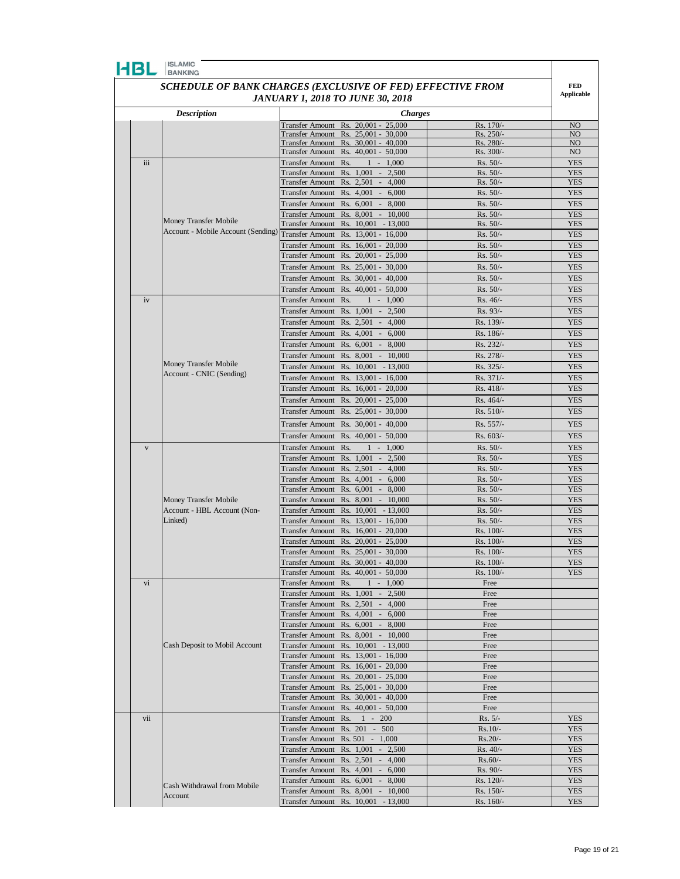HBL ISLAMIC BANKING

## SCHEDULE OF BANK CHARGES (EXCLUSIVE OF FED) EFFECTIVE FROM JANUARY 1, 2018 TO JUNE 30, 2018

| | Description | Charges | | FED Applicable |
|---|---|---|---|---|
| | | Transfer Amount Rs. 20,001 - 25,000 | Rs. 170/- | NO |
| | | Transfer Amount Rs. 25,001 - 30,000 | Rs. 250/- | NO |
| | | Transfer Amount Rs. 30,001 - 40,000 | Rs. 280/- | NO |
| | | Transfer Amount Rs. 40,001 - 50,000 | Rs. 300/- | NO |
| iii | Money Transfer Mobile Account - Mobile Account (Sending) | Transfer Amount Rs. 1 - 1,000 | Rs. 50/- | YES |
| | | Transfer Amount Rs. 1,001 - 2,500 | Rs. 50/- | YES |
| | | Transfer Amount Rs. 2,501 - 4,000 | Rs. 50/- | YES |
| | | Transfer Amount Rs. 4,001 - 6,000 | Rs. 50/- | YES |
| | | Transfer Amount Rs. 6,001 - 8,000 | Rs. 50/- | YES |
| | | Transfer Amount Rs. 8,001 - 10,000 | Rs. 50/- | YES |
| | | Transfer Amount Rs. 10,001 - 13,000 | Rs. 50/- | YES |
| | | Transfer Amount Rs. 13,001 - 16,000 | Rs. 50/- | YES |
| | | Transfer Amount Rs. 16,001 - 20,000 | Rs. 50/- | YES |
| | | Transfer Amount Rs. 20,001 - 25,000 | Rs. 50/- | YES |
| | | Transfer Amount Rs. 25,001 - 30,000 | Rs. 50/- | YES |
| | | Transfer Amount Rs. 30,001 - 40,000 | Rs. 50/- | YES |
| | | Transfer Amount Rs. 40,001 - 50,000 | Rs. 50/- | YES |
| iv | Money Transfer Mobile Account - CNIC (Sending) | Transfer Amount Rs. 1 - 1,000 | Rs. 46/- | YES |
| | | Transfer Amount Rs. 1,001 - 2,500 | Rs. 93/- | YES |
| | | Transfer Amount Rs. 2,501 - 4,000 | Rs. 139/- | YES |
| | | Transfer Amount Rs. 4,001 - 6,000 | Rs. 186/- | YES |
| | | Transfer Amount Rs. 6,001 - 8,000 | Rs. 232/- | YES |
| | | Transfer Amount Rs. 8,001 - 10,000 | Rs. 278/- | YES |
| | | Transfer Amount Rs. 10,001 - 13,000 | Rs. 325/- | YES |
| | | Transfer Amount Rs. 13,001 - 16,000 | Rs. 371/- | YES |
| | | Transfer Amount Rs. 16,001 - 20,000 | Rs. 418/- | YES |
| | | Transfer Amount Rs. 20,001 - 25,000 | Rs. 464/- | YES |
| | | Transfer Amount Rs. 25,001 - 30,000 | Rs. 510/- | YES |
| | | Transfer Amount Rs. 30,001 - 40,000 | Rs. 557/- | YES |
| | | Transfer Amount Rs. 40,001 - 50,000 | Rs. 603/- | YES |
| v | Money Transfer Mobile Account - HBL Account (Non-Linked) | Transfer Amount Rs. 1 - 1,000 | Rs. 50/- | YES |
| | | Transfer Amount Rs. 1,001 - 2,500 | Rs. 50/- | YES |
| | | Transfer Amount Rs. 2,501 - 4,000 | Rs. 50/- | YES |
| | | Transfer Amount Rs. 4,001 - 6,000 | Rs. 50/- | YES |
| | | Transfer Amount Rs. 6,001 - 8,000 | Rs. 50/- | YES |
| | | Transfer Amount Rs. 8,001 - 10,000 | Rs. 50/- | YES |
| | | Transfer Amount Rs. 10,001 - 13,000 | Rs. 50/- | YES |
| | | Transfer Amount Rs. 13,001 - 16,000 | Rs. 50/- | YES |
| | | Transfer Amount Rs. 16,001 - 20,000 | Rs. 100/- | YES |
| | | Transfer Amount Rs. 20,001 - 25,000 | Rs. 100/- | YES |
| | | Transfer Amount Rs. 25,001 - 30,000 | Rs. 100/- | YES |
| | | Transfer Amount Rs. 30,001 - 40,000 | Rs. 100/- | YES |
| | | Transfer Amount Rs. 40,001 - 50,000 | Rs. 100/- | YES |
| vi | Cash Deposit to Mobil Account | Transfer Amount Rs. 1 - 1,000 | Free | |
| | | Transfer Amount Rs. 1,001 - 2,500 | Free | |
| | | Transfer Amount Rs. 2,501 - 4,000 | Free | |
| | | Transfer Amount Rs. 4,001 - 6,000 | Free | |
| | | Transfer Amount Rs. 6,001 - 8,000 | Free | |
| | | Transfer Amount Rs. 8,001 - 10,000 | Free | |
| | | Transfer Amount Rs. 10,001 - 13,000 | Free | |
| | | Transfer Amount Rs. 13,001 - 16,000 | Free | |
| | | Transfer Amount Rs. 16,001 - 20,000 | Free | |
| | | Transfer Amount Rs. 20,001 - 25,000 | Free | |
| | | Transfer Amount Rs. 25,001 - 30,000 | Free | |
| | | Transfer Amount Rs. 30,001 - 40,000 | Free | |
| | | Transfer Amount Rs. 40,001 - 50,000 | Free | |
| vii | Cash Withdrawal from Mobile Account | Transfer Amount Rs. 1 - 200 | Rs. 5/- | YES |
| | | Transfer Amount Rs. 201 - 500 | Rs.10/- | YES |
| | | Transfer Amount Rs. 501 - 1,000 | Rs.20/- | YES |
| | | Transfer Amount Rs. 1,001 - 2,500 | Rs. 40/- | YES |
| | | Transfer Amount Rs. 2,501 - 4,000 | Rs.60/- | YES |
| | | Transfer Amount Rs. 4,001 - 6,000 | Rs. 90/- | YES |
| | | Transfer Amount Rs. 6,001 - 8,000 | Rs. 120/- | YES |
| | | Transfer Amount Rs. 8,001 - 10,000 | Rs. 150/- | YES |
| | | Transfer Amount Rs. 10,001 - 13,000 | Rs. 160/- | YES |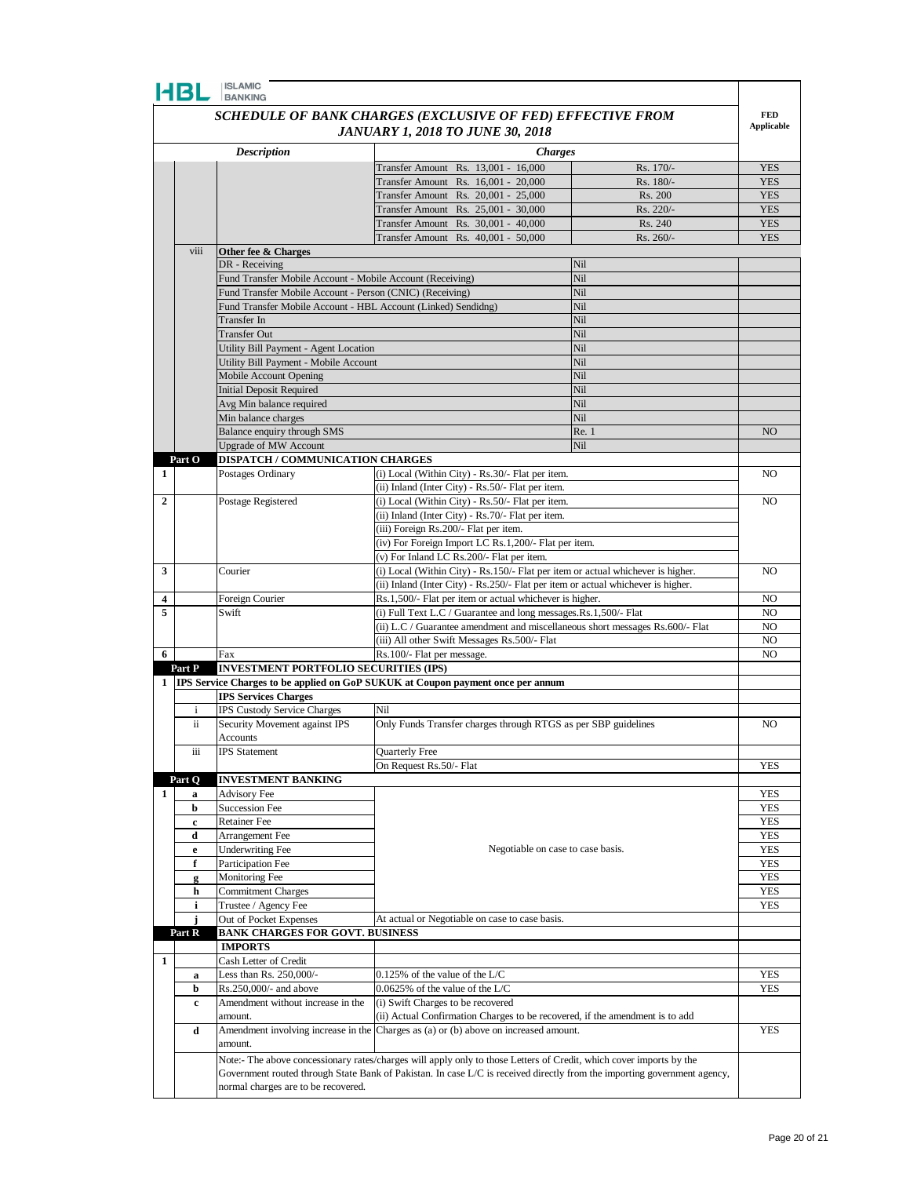HBL | ISLAMIC BANKING

## SCHEDULE OF BANK CHARGES (EXCLUSIVE OF FED) EFFECTIVE FROM JANUARY 1, 2018 TO JUNE 30, 2018

| | | Description | Charges | | FED Applicable |
|---|---|---|---|---|---|
| | | | Transfer Amount Rs. 13,001 - 16,000 | Rs. 170/- | YES |
| | | | Transfer Amount Rs. 16,001 - 20,000 | Rs. 180/- | YES |
| | | | Transfer Amount Rs. 20,001 - 25,000 | Rs. 200 | YES |
| | | | Transfer Amount Rs. 25,001 - 30,000 | Rs. 220/- | YES |
| | | | Transfer Amount Rs. 30,001 - 40,000 | Rs. 240 | YES |
| | | | Transfer Amount Rs. 40,001 - 50,000 | Rs. 260/- | YES |
| | viii | **Other fee & Charges** | | | |
| | | DR - Receiving | | Nil | |
| | | Fund Transfer Mobile Account - Mobile Account (Receiving) | | Nil | |
| | | Fund Transfer Mobile Account - Person (CNIC) (Receiving) | | Nil | |
| | | Fund Transfer Mobile Account - HBL Account (Linked) Sendidng) | | Nil | |
| | | Transfer In | | Nil | |
| | | Transfer Out | | Nil | |
| | | Utility Bill Payment - Agent Location | | Nil | |
| | | Utility Bill Payment - Mobile Account | | Nil | |
| | | Mobile Account Opening | | Nil | |
| | | Initial Deposit Required | | Nil | |
| | | Avg Min balance required | | Nil | |
| | | Min balance charges | | Nil | |
| | | Balance enquiry through SMS | | Re. 1 | NO |
| | | Upgrade of MW Account | | Nil | |
| | **Part O** | **DISPATCH / COMMUNICATION CHARGES** | | | |
| **1** | | Postages Ordinary | (i) Local (Within City) - Rs.30/- Flat per item. | | NO |
| | | | (ii) Inland (Inter City) - Rs.50/- Flat per item. | | |
| **2** | | Postage Registered | (i) Local (Within City) - Rs.50/- Flat per item. | | NO |
| | | | (ii) Inland (Inter City) - Rs.70/- Flat per item. | | |
| | | | (iii) Foreign Rs.200/- Flat per item. | | |
| | | | (iv) For Foreign Import LC Rs.1,200/- Flat per item. | | |
| | | | (v) For Inland LC Rs.200/- Flat per item. | | |
| **3** | | Courier | (i) Local (Within City) - Rs.150/- Flat per item or actual whichever is higher. | | NO |
| | | | (ii) Inland (Inter City) - Rs.250/- Flat per item or actual whichever is higher. | | |
| **4** | | Foreign Courier | Rs.1,500/- Flat per item or actual whichever is higher. | | NO |
| **5** | | Swift | (i) Full Text L.C / Guarantee and long messages.Rs.1,500/- Flat | | NO |
| | | | (ii) L.C / Guarantee amendment and miscellaneous short messages Rs.600/- Flat | | NO |
| | | | (iii) All other Swift Messages Rs.500/- Flat | | NO |
| **6** | | Fax | Rs.100/- Flat per message. | | NO |
| | **Part P** | **INVESTMENT PORTFOLIO SECURITIES (IPS)** | | | |
| **1** | **IPS Service Charges to be applied on GoP SUKUK at Coupon payment once per annum** | | | | |
| | | **IPS Services Charges** | | | |
| | i | IPS Custody Service Charges | Nil | | |
| | ii | Security Movement against IPS Accounts | Only Funds Transfer charges through RTGS as per SBP guidelines | | NO |
| | iii | IPS Statement | Quarterly Free | | |
| | | | On Request Rs.50/- Flat | | YES |
| | **Part Q** | **INVESTMENT BANKING** | | | |
| **1** | **a** | Advisory Fee | Negotiable on case to case basis. | | YES |
| | **b** | Succession Fee | | | YES |
| | **c** | Retainer Fee | | | YES |
| | **d** | Arrangement Fee | | | YES |
| | **e** | Underwriting Fee | | | YES |
| | **f** | Participation Fee | | | YES |
| | **g** | Monitoring Fee | | | YES |
| | **h** | Commitment Charges | | | YES |
| | **i** | Trustee / Agency Fee | | | YES |
| | **j** | Out of Pocket Expenses | At actual or Negotiable on case to case basis. | | |
| | **Part R** | **BANK CHARGES FOR GOVT. BUSINESS** | | | |
| | | **IMPORTS** | | | |
| **1** | | Cash Letter of Credit | | | |
| | **a** | Less than Rs. 250,000/- | 0.125% of the value of the L/C | | YES |
| | **b** | Rs.250,000/- and above | 0.0625% of the value of the L/C | | YES |
| | **c** | Amendment without increase in the amount. | (i) Swift Charges to be recovered<br>(ii) Actual Confirmation Charges to be recovered, if the amendment is to add | | |
| | **d** | Amendment involving increase in the amount. | Charges as (a) or (b) above on increased amount. | | YES |
| | | Note:- The above concessionary rates/charges will apply only to those Letters of Credit, which cover imports by the Government routed through State Bank of Pakistan. In case L/C is received directly from the importing government agency, normal charges are to be recovered. | | | |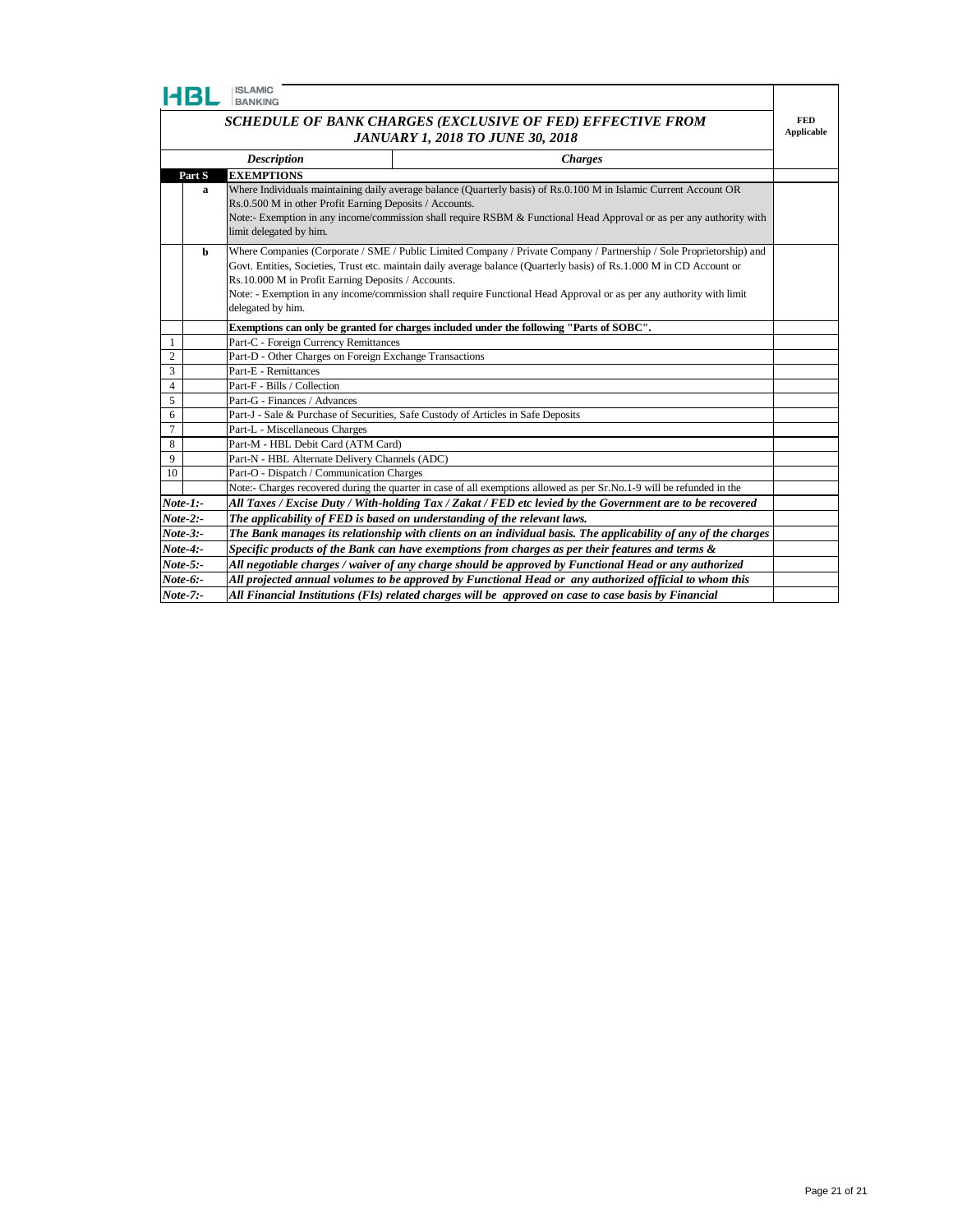HBL ISLAMIC BANKING

# SCHEDULE OF BANK CHARGES (EXCLUSIVE OF FED) EFFECTIVE FROM JANUARY 1, 2018 TO JUNE 30, 2018

| | | Description | Charges | FED Applicable |
|---|---|---|---|---|
| Part S | | **EXEMPTIONS** | | |
| | a | Where Individuals maintaining daily average balance (Quarterly basis) of Rs.0.100 M in Islamic Current Account OR Rs.0.500 M in other Profit Earning Deposits / Accounts.<br>Note:- Exemption in any income/commission shall require RSBM & Functional Head Approval or as per any authority with limit delegated by him. | | |
| | b | Where Companies (Corporate / SME / Public Limited Company / Private Company / Partnership / Sole Proprietorship) and Govt. Entities, Societies, Trust etc. maintain daily average balance (Quarterly basis) of Rs.1.000 M in CD Account or Rs.10.000 M in Profit Earning Deposits / Accounts.<br>Note: - Exemption in any income/commission shall require Functional Head Approval or as per any authority with limit delegated by him. | | |
| | | **Exemptions can only be granted for charges included under the following "Parts of SOBC".** | | |
| 1 | | Part-C - Foreign Currency Remittances | | |
| 2 | | Part-D - Other Charges on Foreign Exchange Transactions | | |
| 3 | | Part-E - Remittances | | |
| 4 | | Part-F - Bills / Collection | | |
| 5 | | Part-G - Finances / Advances | | |
| 6 | | Part-J - Sale & Purchase of Securities, Safe Custody of Articles in Safe Deposits | | |
| 7 | | Part-L - Miscellaneous Charges | | |
| 8 | | Part-M - HBL Debit Card (ATM Card) | | |
| 9 | | Part-N - HBL Alternate Delivery Channels (ADC) | | |
| 10 | | Part-O - Dispatch / Communication Charges | | |
| | | Note:- Charges recovered during the quarter in case of all exemptions allowed as per Sr.No.1-9 will be refunded in the | | |
| *Note-1:-* | | *All Taxes / Excise Duty / With-holding Tax / Zakat / FED etc levied by the Government are to be recovered* | | |
| *Note-2:-* | | *The applicability of FED is based on understanding of the relevant laws.* | | |
| *Note-3:-* | | *The Bank manages its relationship with clients on an individual basis. The applicability of any of the charges* | | |
| *Note-4:-* | | *Specific products of the Bank can have exemptions from charges as per their features and terms &* | | |
| *Note-5:-* | | *All negotiable charges / waiver of any charge should be approved by Functional Head or any authorized* | | |
| *Note-6:-* | | *All projected annual volumes to be approved by Functional Head or any authorized official to whom this* | | |
| *Note-7:-* | | *All Financial Institutions (FIs) related charges will be approved on case to case basis by Financial* | | |